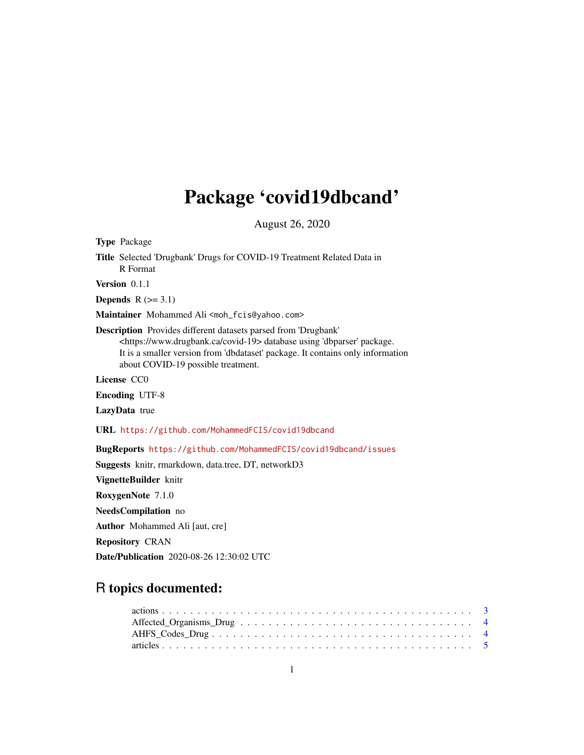# Package 'covid19dbcand'

August 26, 2020

**Type** Package

**Title** Selected 'Drugbank' Drugs for COVID-19 Treatment Related Data in R Format

**Version** 0.1.1

**Depends** R (>= 3.1)

**Maintainer** Mohammed Ali <moh_fcis@yahoo.com>

**Description** Provides different datasets parsed from 'Drugbank' <https://www.drugbank.ca/covid-19> database using 'dbparser' package. It is a smaller version from 'dbdataset' package. It contains only information about COVID-19 possible treatment.

**License** CC0

**Encoding** UTF-8

**LazyData** true

**URL** https://github.com/MohammedFCIS/covid19dbcand

**BugReports** https://github.com/MohammedFCIS/covid19dbcand/issues

**Suggests** knitr, rmarkdown, data.tree, DT, networkD3

**VignetteBuilder** knitr

**RoxygenNote** 7.1.0

**NeedsCompilation** no

**Author** Mohammed Ali [aut, cre]

**Repository** CRAN

**Date/Publication** 2020-08-26 12:30:02 UTC

## R topics documented:

actions . . . . . . . . . . . . . . . . . . . . . . . . . . . . . . . . . . . . . . . . . . . 3
Affected_Organisms_Drug . . . . . . . . . . . . . . . . . . . . . . . . . . . . . . . . . 4
AHFS_Codes_Drug . . . . . . . . . . . . . . . . . . . . . . . . . . . . . . . . . . . . . 4
articles . . . . . . . . . . . . . . . . . . . . . . . . . . . . . . . . . . . . . . . . . . . 5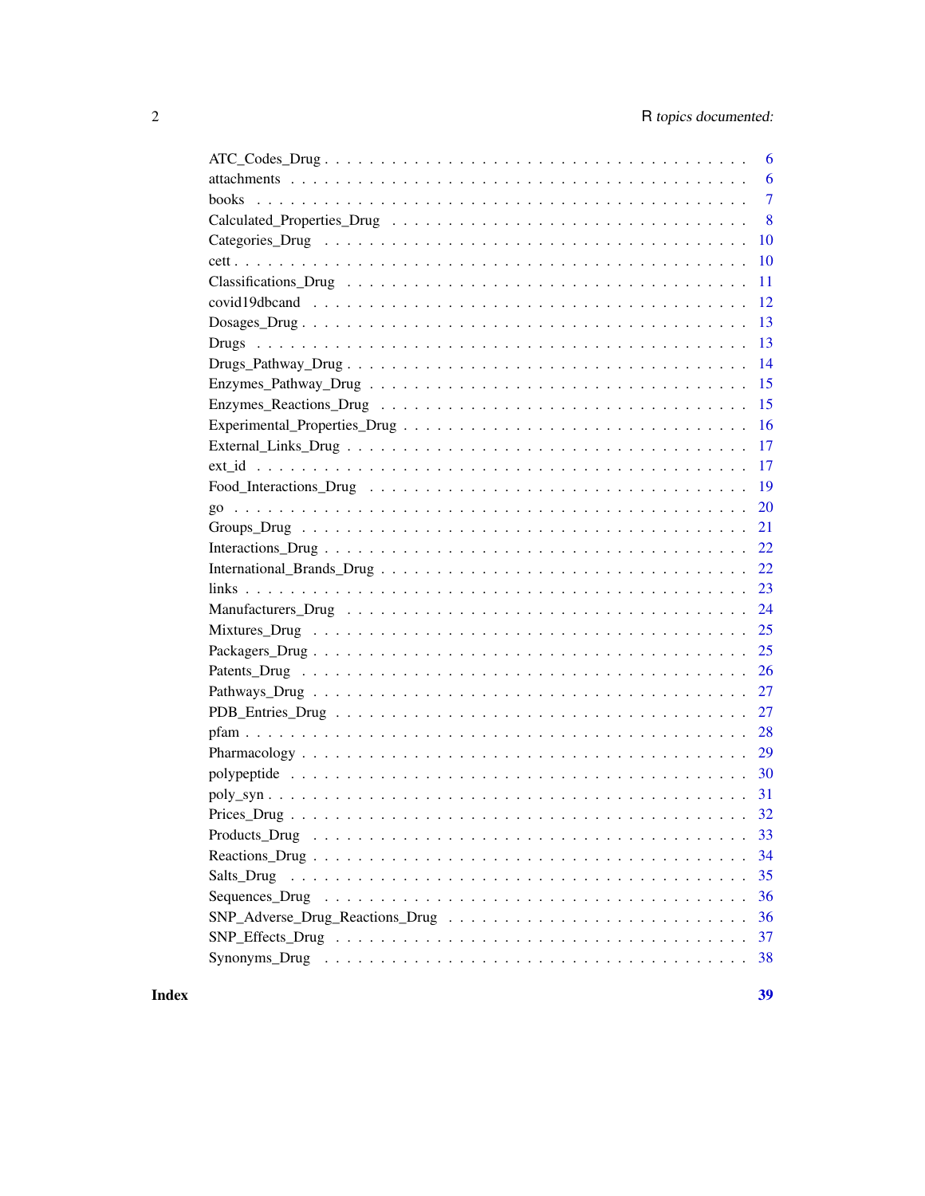ATC_Codes_Drug . . . . . . . . . . . . . . . . . . . . . . . . . . . . . . . . . . . 6
attachments . . . . . . . . . . . . . . . . . . . . . . . . . . . . . . . . . . . . . 6
books . . . . . . . . . . . . . . . . . . . . . . . . . . . . . . . . . . . . . . . . 7
Calculated_Properties_Drug . . . . . . . . . . . . . . . . . . . . . . . . . . . . . 8
Categories_Drug . . . . . . . . . . . . . . . . . . . . . . . . . . . . . . . . . . 10
cett . . . . . . . . . . . . . . . . . . . . . . . . . . . . . . . . . . . . . . . . 10
Classifications_Drug . . . . . . . . . . . . . . . . . . . . . . . . . . . . . . . . 11
covid19dbcand . . . . . . . . . . . . . . . . . . . . . . . . . . . . . . . . . . . 12
Dosages_Drug . . . . . . . . . . . . . . . . . . . . . . . . . . . . . . . . . . . 13
Drugs . . . . . . . . . . . . . . . . . . . . . . . . . . . . . . . . . . . . . . . 13
Drugs_Pathway_Drug . . . . . . . . . . . . . . . . . . . . . . . . . . . . . . . . 14
Enzymes_Pathway_Drug . . . . . . . . . . . . . . . . . . . . . . . . . . . . . . 15
Enzymes_Reactions_Drug . . . . . . . . . . . . . . . . . . . . . . . . . . . . . 15
Experimental_Properties_Drug . . . . . . . . . . . . . . . . . . . . . . . . . . . 16
External_Links_Drug . . . . . . . . . . . . . . . . . . . . . . . . . . . . . . . 17
ext_id . . . . . . . . . . . . . . . . . . . . . . . . . . . . . . . . . . . . . . . 17
Food_Interactions_Drug . . . . . . . . . . . . . . . . . . . . . . . . . . . . . . 19
go . . . . . . . . . . . . . . . . . . . . . . . . . . . . . . . . . . . . . . . . . 20
Groups_Drug . . . . . . . . . . . . . . . . . . . . . . . . . . . . . . . . . . . . 21
Interactions_Drug . . . . . . . . . . . . . . . . . . . . . . . . . . . . . . . . . 22
International_Brands_Drug . . . . . . . . . . . . . . . . . . . . . . . . . . . . . 22
links . . . . . . . . . . . . . . . . . . . . . . . . . . . . . . . . . . . . . . . . 23
Manufacturers_Drug . . . . . . . . . . . . . . . . . . . . . . . . . . . . . . . . 24
Mixtures_Drug . . . . . . . . . . . . . . . . . . . . . . . . . . . . . . . . . . . 25
Packagers_Drug . . . . . . . . . . . . . . . . . . . . . . . . . . . . . . . . . . 25
Patents_Drug . . . . . . . . . . . . . . . . . . . . . . . . . . . . . . . . . . . 26
Pathways_Drug . . . . . . . . . . . . . . . . . . . . . . . . . . . . . . . . . . 27
PDB_Entries_Drug . . . . . . . . . . . . . . . . . . . . . . . . . . . . . . . . . 27
pfam . . . . . . . . . . . . . . . . . . . . . . . . . . . . . . . . . . . . . . . . 28
Pharmacology . . . . . . . . . . . . . . . . . . . . . . . . . . . . . . . . . . . 29
polypeptide . . . . . . . . . . . . . . . . . . . . . . . . . . . . . . . . . . . . 30
poly_syn . . . . . . . . . . . . . . . . . . . . . . . . . . . . . . . . . . . . . . 31
Prices_Drug . . . . . . . . . . . . . . . . . . . . . . . . . . . . . . . . . . . . 32
Products_Drug . . . . . . . . . . . . . . . . . . . . . . . . . . . . . . . . . . . 33
Reactions_Drug . . . . . . . . . . . . . . . . . . . . . . . . . . . . . . . . . . 34
Salts_Drug . . . . . . . . . . . . . . . . . . . . . . . . . . . . . . . . . . . . 35
Sequences_Drug . . . . . . . . . . . . . . . . . . . . . . . . . . . . . . . . . . 36
SNP_Adverse_Drug_Reactions_Drug . . . . . . . . . . . . . . . . . . . . . . . . 36
SNP_Effects_Drug . . . . . . . . . . . . . . . . . . . . . . . . . . . . . . . . . 37
Synonyms_Drug . . . . . . . . . . . . . . . . . . . . . . . . . . . . . . . . . . 38

**Index** **39**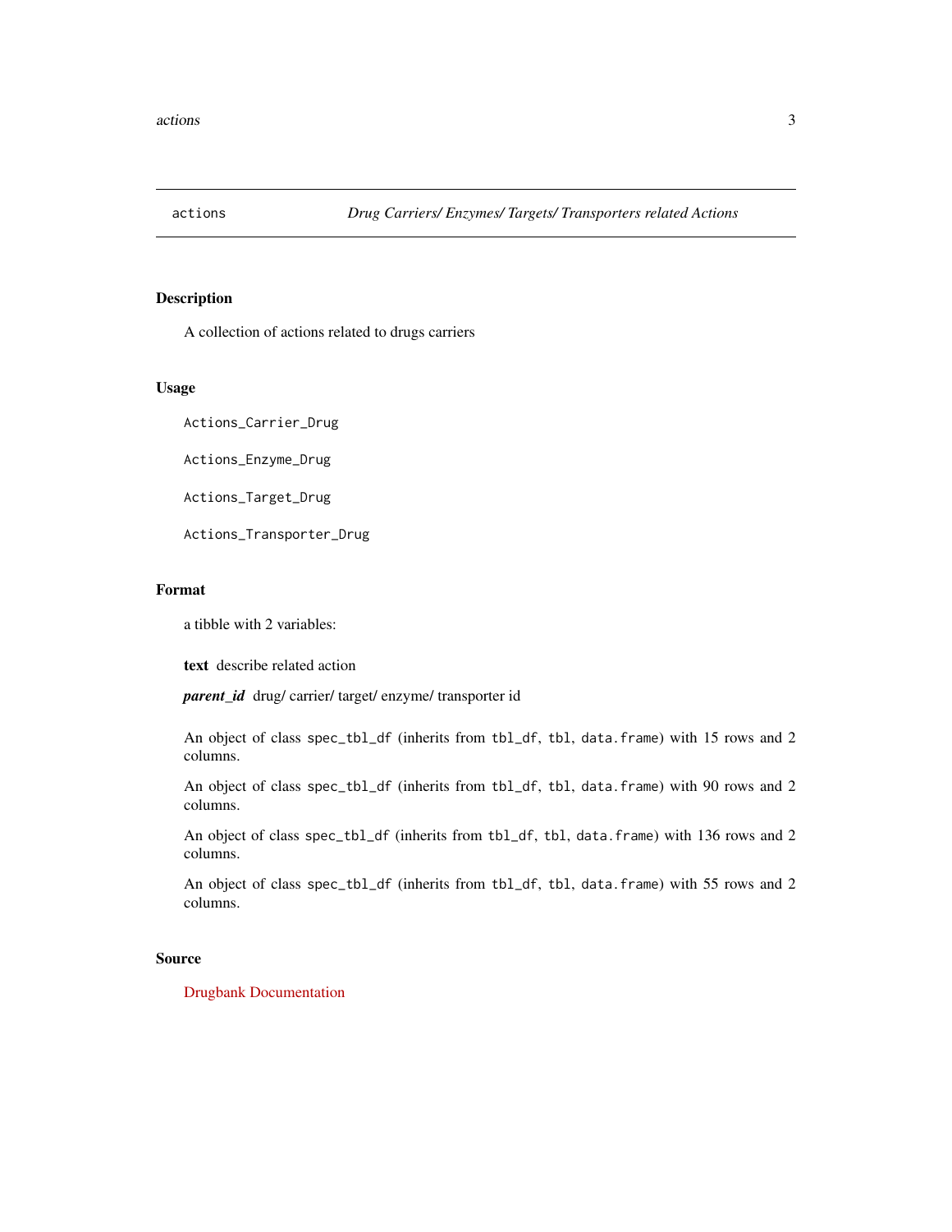# actions — *Drug Carriers/ Enzymes/ Targets/ Transporters related Actions*

## Description

A collection of actions related to drugs carriers

## Usage

```
Actions_Carrier_Drug

Actions_Enzyme_Drug

Actions_Target_Drug

Actions_Transporter_Drug
```

## Format

a tibble with 2 variables:

**text** describe related action

***parent_id*** drug/ carrier/ target/ enzyme/ transporter id

An object of class `spec_tbl_df` (inherits from `tbl_df`, `tbl`, `data.frame`) with 15 rows and 2 columns.

An object of class `spec_tbl_df` (inherits from `tbl_df`, `tbl`, `data.frame`) with 90 rows and 2 columns.

An object of class `spec_tbl_df` (inherits from `tbl_df`, `tbl`, `data.frame`) with 136 rows and 2 columns.

An object of class `spec_tbl_df` (inherits from `tbl_df`, `tbl`, `data.frame`) with 55 rows and 2 columns.

## Source

Drugbank Documentation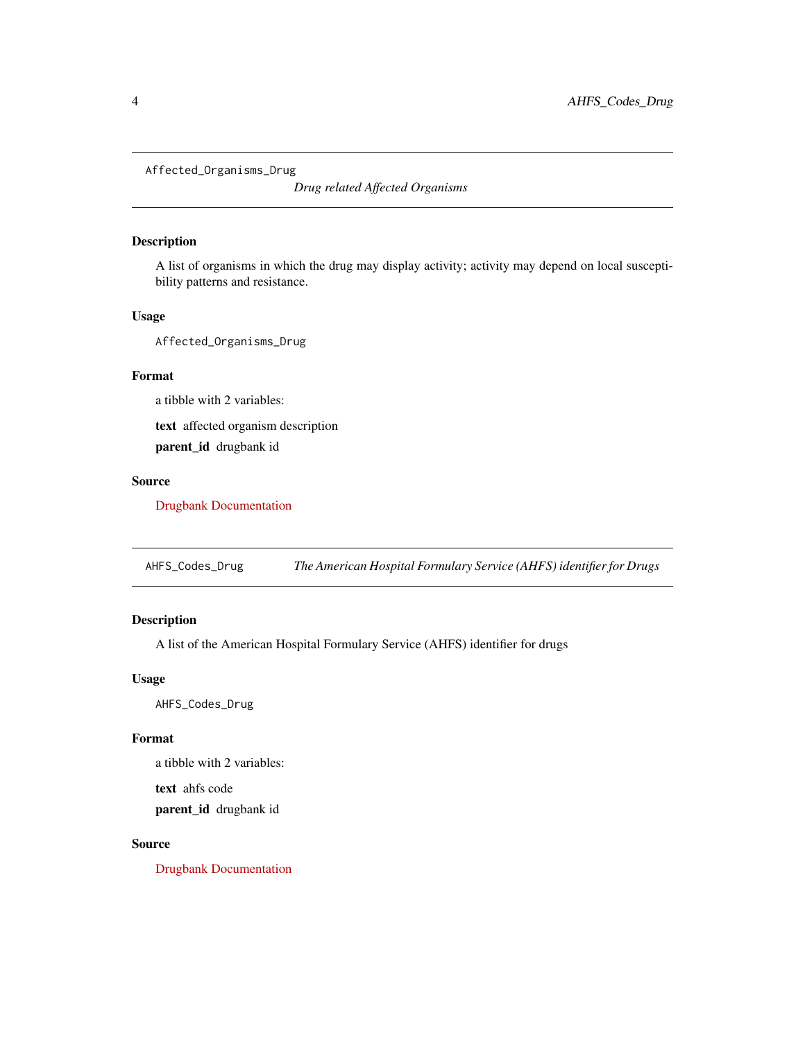## Affected_Organisms_Drug

*Drug related Affected Organisms*

### Description

A list of organisms in which the drug may display activity; activity may depend on local susceptibility patterns and resistance.

### Usage

```
Affected_Organisms_Drug
```

### Format

a tibble with 2 variables:

**text** affected organism description

**parent_id** drugbank id

### Source

Drugbank Documentation

## AHFS_Codes_Drug

*The American Hospital Formulary Service (AHFS) identifier for Drugs*

### Description

A list of the American Hospital Formulary Service (AHFS) identifier for drugs

### Usage

```
AHFS_Codes_Drug
```

### Format

a tibble with 2 variables:

**text** ahfs code

**parent_id** drugbank id

### Source

Drugbank Documentation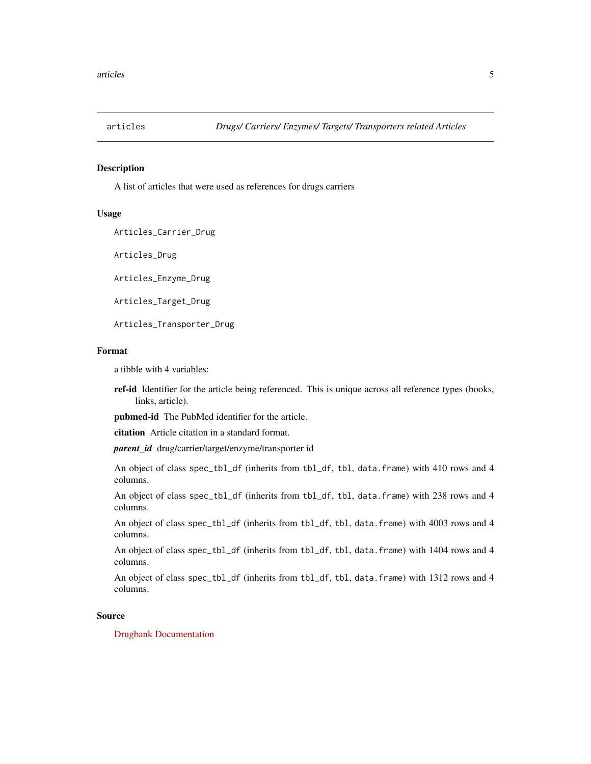## articles — *Drugs/ Carriers/ Enzymes/ Targets/ Transporters related Articles*

### Description

A list of articles that were used as references for drugs carriers

### Usage

```
Articles_Carrier_Drug

Articles_Drug

Articles_Enzyme_Drug

Articles_Target_Drug

Articles_Transporter_Drug
```

### Format

a tibble with 4 variables:

**ref-id** Identifier for the article being referenced. This is unique across all reference types (books, links, article).

**pubmed-id** The PubMed identifier for the article.

**citation** Article citation in a standard format.

***parent_id*** drug/carrier/target/enzyme/transporter id

An object of class `spec_tbl_df` (inherits from `tbl_df`, `tbl`, `data.frame`) with 410 rows and 4 columns.

An object of class `spec_tbl_df` (inherits from `tbl_df`, `tbl`, `data.frame`) with 238 rows and 4 columns.

An object of class `spec_tbl_df` (inherits from `tbl_df`, `tbl`, `data.frame`) with 4003 rows and 4 columns.

An object of class `spec_tbl_df` (inherits from `tbl_df`, `tbl`, `data.frame`) with 1404 rows and 4 columns.

An object of class `spec_tbl_df` (inherits from `tbl_df`, `tbl`, `data.frame`) with 1312 rows and 4 columns.

### Source

Drugbank Documentation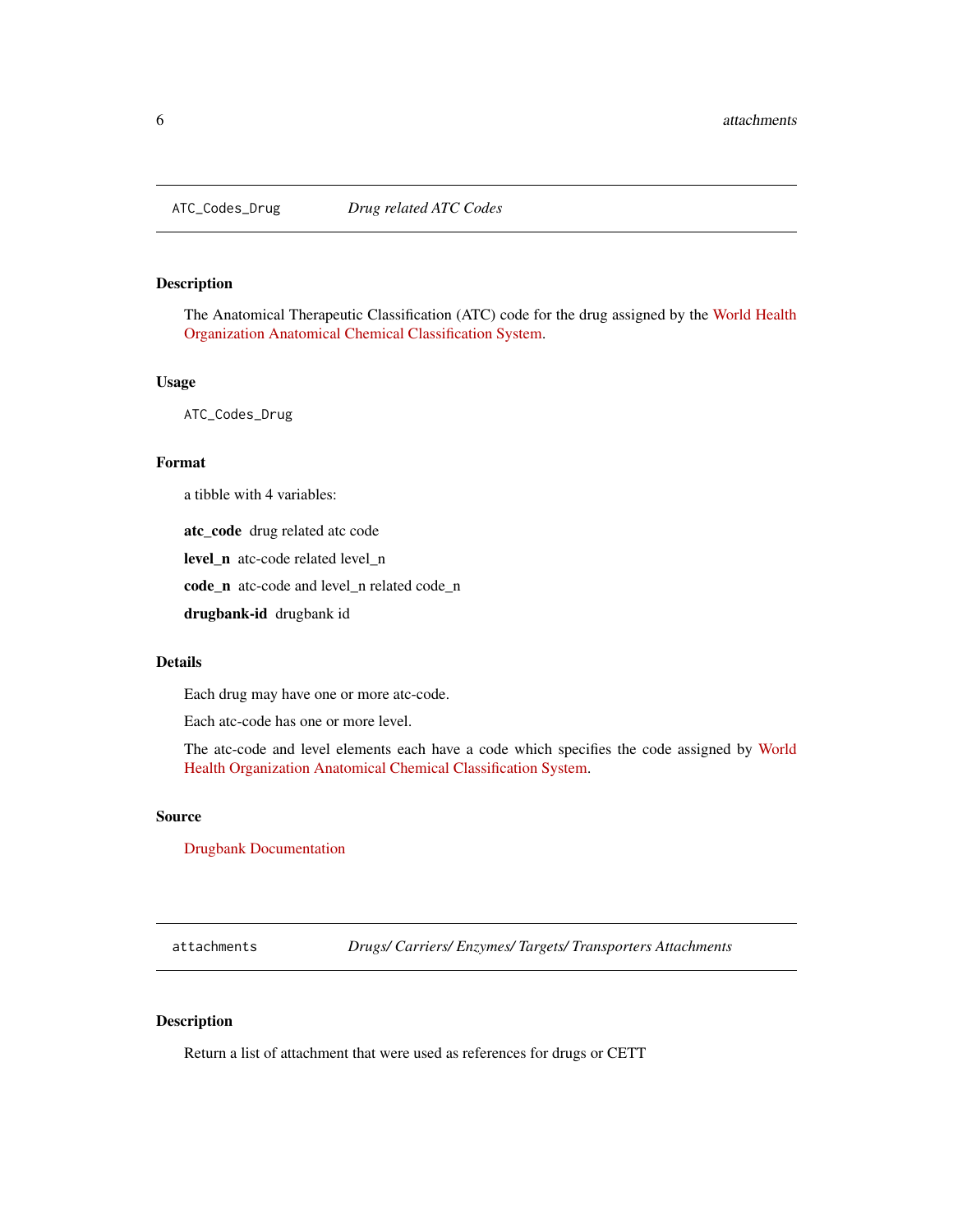## ATC_Codes_Drug    *Drug related ATC Codes*

### Description

The Anatomical Therapeutic Classification (ATC) code for the drug assigned by the World Health Organization Anatomical Chemical Classification System.

### Usage

```
ATC_Codes_Drug
```

### Format

a tibble with 4 variables:

**atc_code** drug related atc code

**level_n** atc-code related level_n

**code_n** atc-code and level_n related code_n

**drugbank-id** drugbank id

### Details

Each drug may have one or more atc-code.

Each atc-code has one or more level.

The atc-code and level elements each have a code which specifies the code assigned by World Health Organization Anatomical Chemical Classification System.

### Source

Drugbank Documentation

## attachments    *Drugs/ Carriers/ Enzymes/ Targets/ Transporters Attachments*

### Description

Return a list of attachment that were used as references for drugs or CETT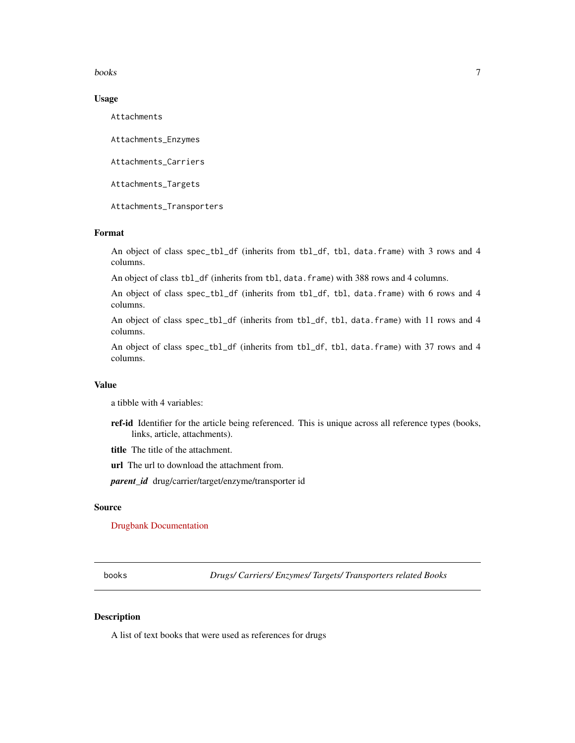### Usage

```
Attachments

Attachments_Enzymes

Attachments_Carriers

Attachments_Targets

Attachments_Transporters
```

### Format

An object of class spec_tbl_df (inherits from tbl_df, tbl, data.frame) with 3 rows and 4 columns.

An object of class tbl_df (inherits from tbl, data.frame) with 388 rows and 4 columns.

An object of class spec_tbl_df (inherits from tbl_df, tbl, data.frame) with 6 rows and 4 columns.

An object of class spec_tbl_df (inherits from tbl_df, tbl, data.frame) with 11 rows and 4 columns.

An object of class spec_tbl_df (inherits from tbl_df, tbl, data.frame) with 37 rows and 4 columns.

### Value

a tibble with 4 variables:

**ref-id** Identifier for the article being referenced. This is unique across all reference types (books, links, article, attachments).

**title** The title of the attachment.

**url** The url to download the attachment from.

***parent_id*** drug/carrier/target/enzyme/transporter id

### Source

Drugbank Documentation

---

## books — *Drugs/ Carriers/ Enzymes/ Targets/ Transporters related Books*

### Description

A list of text books that were used as references for drugs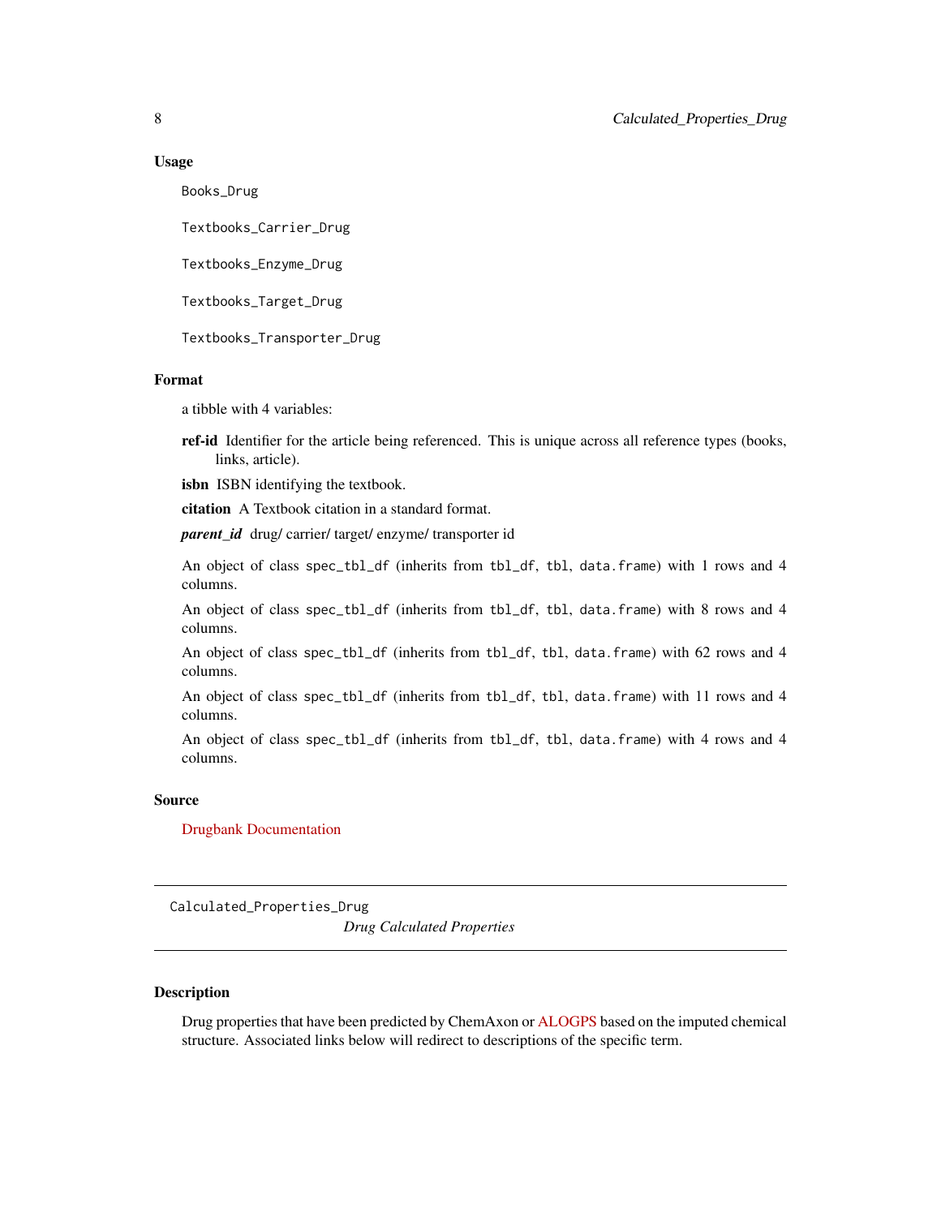### Usage

```
Books_Drug

Textbooks_Carrier_Drug

Textbooks_Enzyme_Drug

Textbooks_Target_Drug

Textbooks_Transporter_Drug
```

### Format

a tibble with 4 variables:

**ref-id** Identifier for the article being referenced. This is unique across all reference types (books, links, article).

**isbn** ISBN identifying the textbook.

**citation** A Textbook citation in a standard format.

***parent_id*** drug/ carrier/ target/ enzyme/ transporter id

An object of class `spec_tbl_df` (inherits from `tbl_df`, `tbl`, `data.frame`) with 1 rows and 4 columns.

An object of class `spec_tbl_df` (inherits from `tbl_df`, `tbl`, `data.frame`) with 8 rows and 4 columns.

An object of class `spec_tbl_df` (inherits from `tbl_df`, `tbl`, `data.frame`) with 62 rows and 4 columns.

An object of class `spec_tbl_df` (inherits from `tbl_df`, `tbl`, `data.frame`) with 11 rows and 4 columns.

An object of class `spec_tbl_df` (inherits from `tbl_df`, `tbl`, `data.frame`) with 4 rows and 4 columns.

### Source

Drugbank Documentation

---

## Calculated_Properties_Drug — *Drug Calculated Properties*

---

### Description

Drug properties that have been predicted by ChemAxon or ALOGPS based on the imputed chemical structure. Associated links below will redirect to descriptions of the specific term.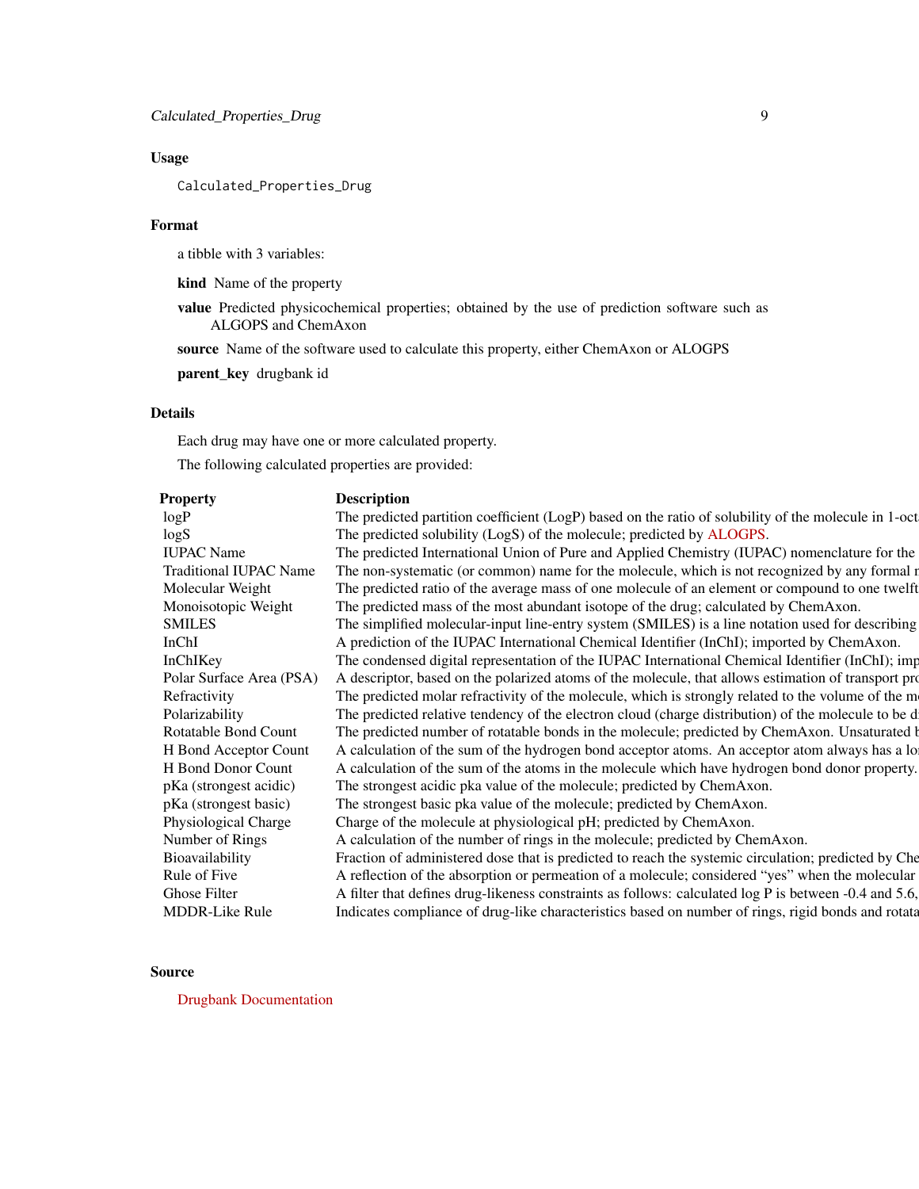## Usage

```
Calculated_Properties_Drug
```

## Format

a tibble with 3 variables:

**kind** Name of the property

**value** Predicted physicochemical properties; obtained by the use of prediction software such as ALGOPS and ChemAxon

**source** Name of the software used to calculate this property, either ChemAxon or ALOGPS

**parent_key** drugbank id

## Details

Each drug may have one or more calculated property.

The following calculated properties are provided:

| Property | Description |
|---|---|
| logP | The predicted partition coefficient (LogP) based on the ratio of solubility of the molecule in 1-oct |
| logS | The predicted solubility (LogS) of the molecule; predicted by ALOGPS. |
| IUPAC Name | The predicted International Union of Pure and Applied Chemistry (IUPAC) nomenclature for the |
| Traditional IUPAC Name | The non-systematic (or common) name for the molecule, which is not recognized by any formal r |
| Molecular Weight | The predicted ratio of the average mass of one molecule of an element or compound to one twelft |
| Monoisotopic Weight | The predicted mass of the most abundant isotope of the drug; calculated by ChemAxon. |
| SMILES | The simplified molecular-input line-entry system (SMILES) is a line notation used for describing |
| InChI | A prediction of the IUPAC International Chemical Identifier (InChI); imported by ChemAxon. |
| InChIKey | The condensed digital representation of the IUPAC International Chemical Identifier (InChI); imp |
| Polar Surface Area (PSA) | A descriptor, based on the polarized atoms of the molecule, that allows estimation of transport pro |
| Refractivity | The predicted molar refractivity of the molecule, which is strongly related to the volume of the m |
| Polarizability | The predicted relative tendency of the electron cloud (charge distribution) of the molecule to be d |
| Rotatable Bond Count | The predicted number of rotatable bonds in the molecule; predicted by ChemAxon. Unsaturated b |
| H Bond Acceptor Count | A calculation of the sum of the hydrogen bond acceptor atoms. An acceptor atom always has a lo |
| H Bond Donor Count | A calculation of the sum of the atoms in the molecule which have hydrogen bond donor property. |
| pKa (strongest acidic) | The strongest acidic pka value of the molecule; predicted by ChemAxon. |
| pKa (strongest basic) | The strongest basic pka value of the molecule; predicted by ChemAxon. |
| Physiological Charge | Charge of the molecule at physiological pH; predicted by ChemAxon. |
| Number of Rings | A calculation of the number of rings in the molecule; predicted by ChemAxon. |
| Bioavailability | Fraction of administered dose that is predicted to reach the systemic circulation; predicted by Che |
| Rule of Five | A reflection of the absorption or permeation of a molecule; considered "yes" when the molecular |
| Ghose Filter | A filter that defines drug-likeness constraints as follows: calculated log P is between -0.4 and 5.6, |
| MDDR-Like Rule | Indicates compliance of drug-like characteristics based on number of rings, rigid bonds and rotata |

## Source

Drugbank Documentation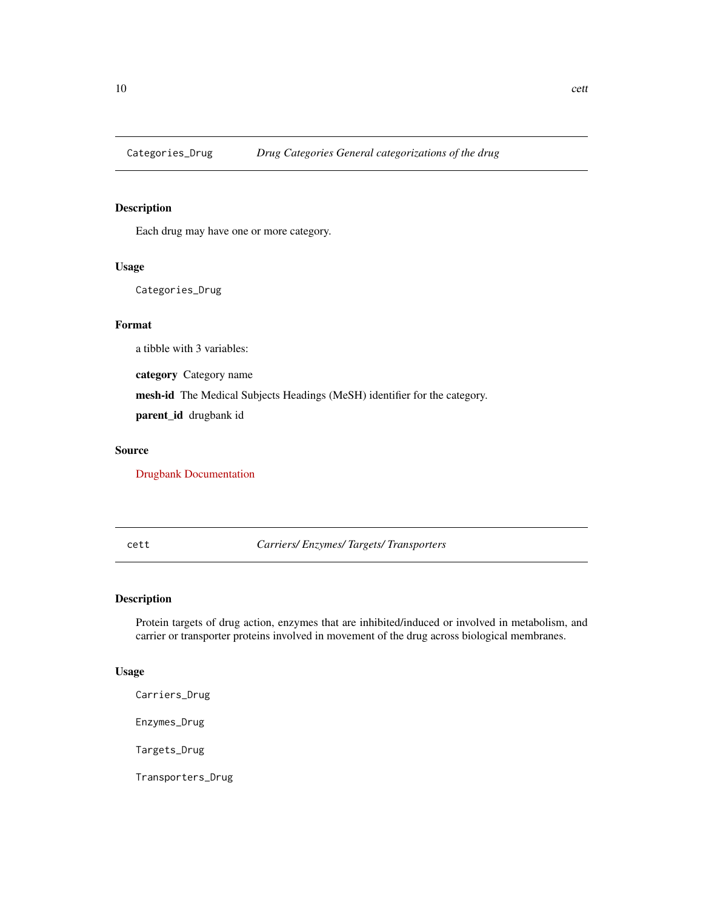## Categories_Drug *Drug Categories General categorizations of the drug*

### Description

Each drug may have one or more category.

### Usage

```
Categories_Drug
```

### Format

a tibble with 3 variables:

**category** Category name

**mesh-id** The Medical Subjects Headings (MeSH) identifier for the category.

**parent_id** drugbank id

### Source

Drugbank Documentation

## cett *Carriers/ Enzymes/ Targets/ Transporters*

### Description

Protein targets of drug action, enzymes that are inhibited/induced or involved in metabolism, and carrier or transporter proteins involved in movement of the drug across biological membranes.

### Usage

```
Carriers_Drug

Enzymes_Drug

Targets_Drug

Transporters_Drug
```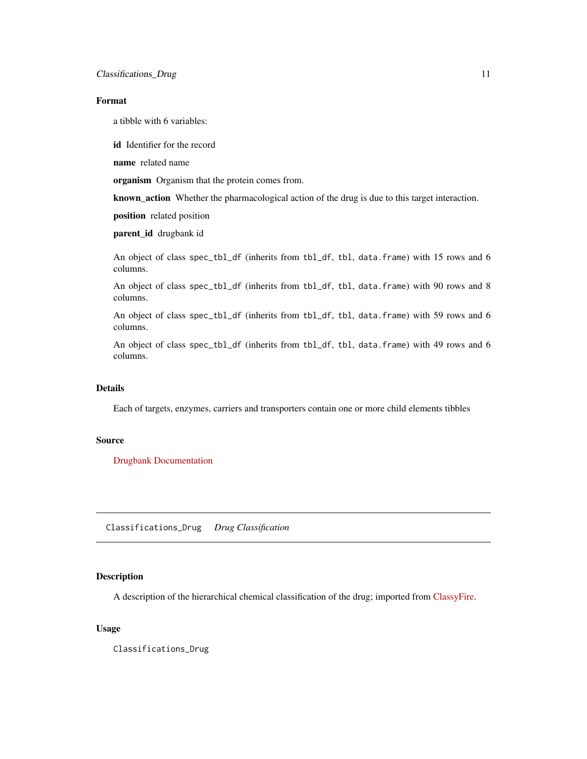### Format

a tibble with 6 variables:

**id** Identifier for the record

**name** related name

**organism** Organism that the protein comes from.

**known_action** Whether the pharmacological action of the drug is due to this target interaction.

**position** related position

**parent_id** drugbank id

An object of class `spec_tbl_df` (inherits from `tbl_df`, `tbl`, `data.frame`) with 15 rows and 6 columns.

An object of class `spec_tbl_df` (inherits from `tbl_df`, `tbl`, `data.frame`) with 90 rows and 8 columns.

An object of class `spec_tbl_df` (inherits from `tbl_df`, `tbl`, `data.frame`) with 59 rows and 6 columns.

An object of class `spec_tbl_df` (inherits from `tbl_df`, `tbl`, `data.frame`) with 49 rows and 6 columns.

### Details

Each of targets, enzymes, carriers and transporters contain one or more child elements tibbles

### Source

Drugbank Documentation

---

## Classifications_Drug *Drug Classification*

---

### Description

A description of the hierarchical chemical classification of the drug; imported from ClassyFire.

### Usage

```
Classifications_Drug
```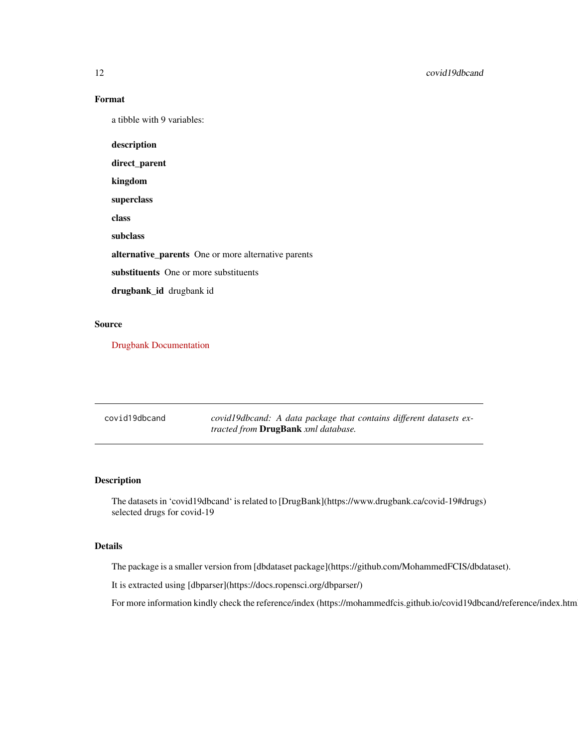### Format

a tibble with 9 variables:

**description**

**direct_parent**

**kingdom**

**superclass**

**class**

**subclass**

**alternative_parents** One or more alternative parents

**substituents** One or more substituents

**drugbank_id** drugbank id

### Source

Drugbank Documentation

---

## covid19dbcand — *covid19dbcand: A data package that contains different datasets extracted from* **DrugBank** *xml database.*

---

### Description

The datasets in 'covid19dbcand' is related to [DrugBank](https://www.drugbank.ca/covid-19#drugs) selected drugs for covid-19

### Details

The package is a smaller version from [dbdataset package](https://github.com/MohammedFCIS/dbdataset).

It is extracted using [dbparser](https://docs.ropensci.org/dbparser/)

For more information kindly check the reference/index (https://mohammedfcis.github.io/covid19dbcand/reference/index.html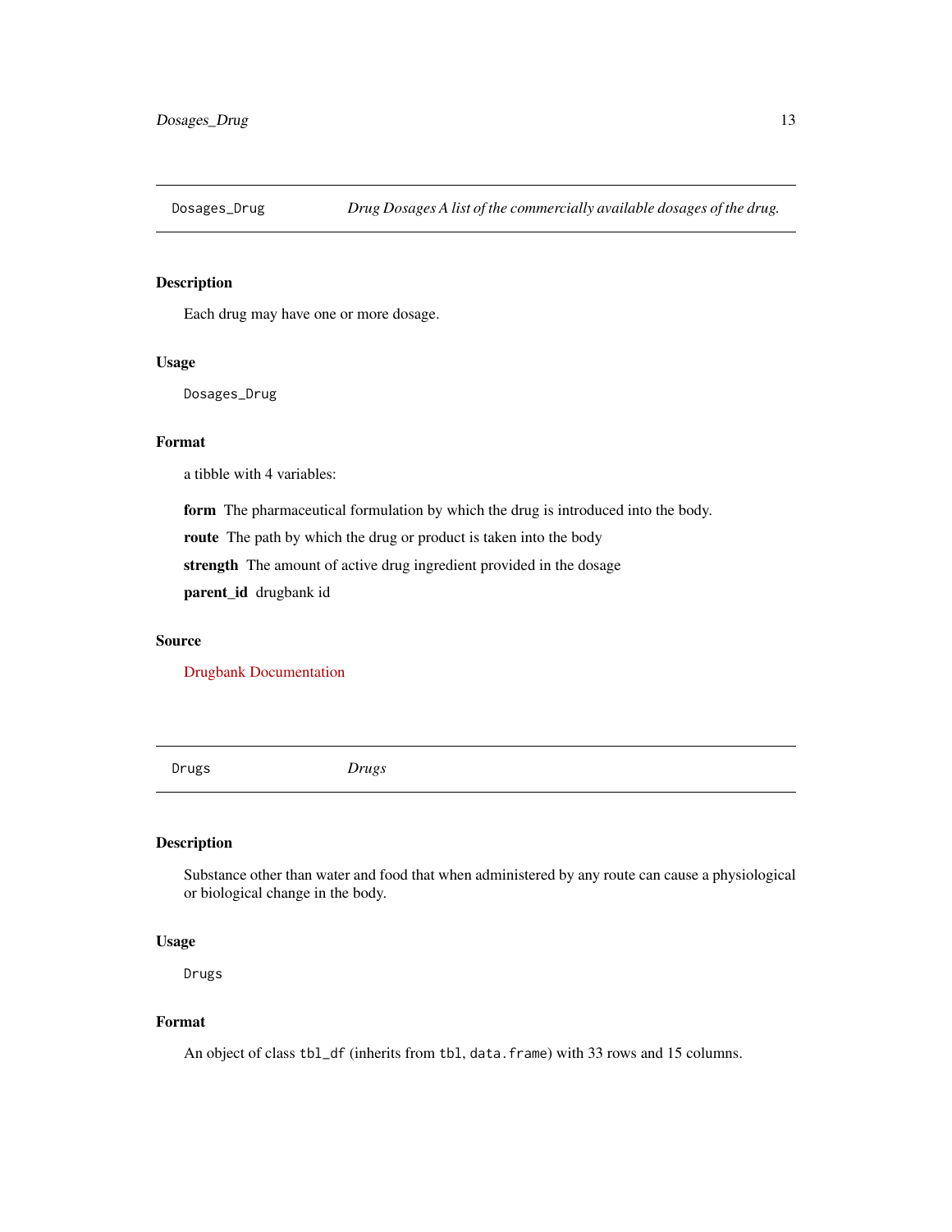## Dosages_Drug — *Drug Dosages A list of the commercially available dosages of the drug.*

### Description

Each drug may have one or more dosage.

### Usage

```
Dosages_Drug
```

### Format

a tibble with 4 variables:

**form** The pharmaceutical formulation by which the drug is introduced into the body.

**route** The path by which the drug or product is taken into the body

**strength** The amount of active drug ingredient provided in the dosage

**parent_id** drugbank id

### Source

Drugbank Documentation

## Drugs — *Drugs*

### Description

Substance other than water and food that when administered by any route can cause a physiological or biological change in the body.

### Usage

```
Drugs
```

### Format

An object of class `tbl_df` (inherits from `tbl`, `data.frame`) with 33 rows and 15 columns.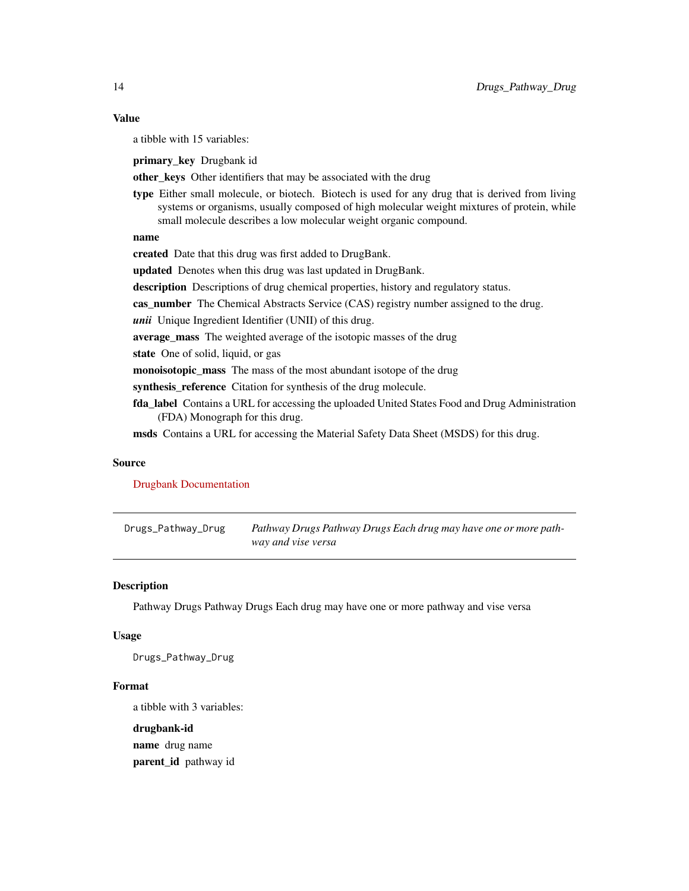### Value

a tibble with 15 variables:

**primary_key** Drugbank id

**other_keys** Other identifiers that may be associated with the drug

**type** Either small molecule, or biotech. Biotech is used for any drug that is derived from living systems or organisms, usually composed of high molecular weight mixtures of protein, while small molecule describes a low molecular weight organic compound.

**name**

**created** Date that this drug was first added to DrugBank.

**updated** Denotes when this drug was last updated in DrugBank.

**description** Descriptions of drug chemical properties, history and regulatory status.

**cas_number** The Chemical Abstracts Service (CAS) registry number assigned to the drug.

***unii*** Unique Ingredient Identifier (UNII) of this drug.

**average_mass** The weighted average of the isotopic masses of the drug

**state** One of solid, liquid, or gas

**monoisotopic_mass** The mass of the most abundant isotope of the drug

**synthesis_reference** Citation for synthesis of the drug molecule.

**fda_label** Contains a URL for accessing the uploaded United States Food and Drug Administration (FDA) Monograph for this drug.

**msds** Contains a URL for accessing the Material Safety Data Sheet (MSDS) for this drug.

### Source

Drugbank Documentation

---

## Drugs_Pathway_Drug — *Pathway Drugs Pathway Drugs Each drug may have one or more pathway and vise versa*

---

### Description

Pathway Drugs Pathway Drugs Each drug may have one or more pathway and vise versa

### Usage

```
Drugs_Pathway_Drug
```

### Format

a tibble with 3 variables:

**drugbank-id**

**name** drug name

**parent_id** pathway id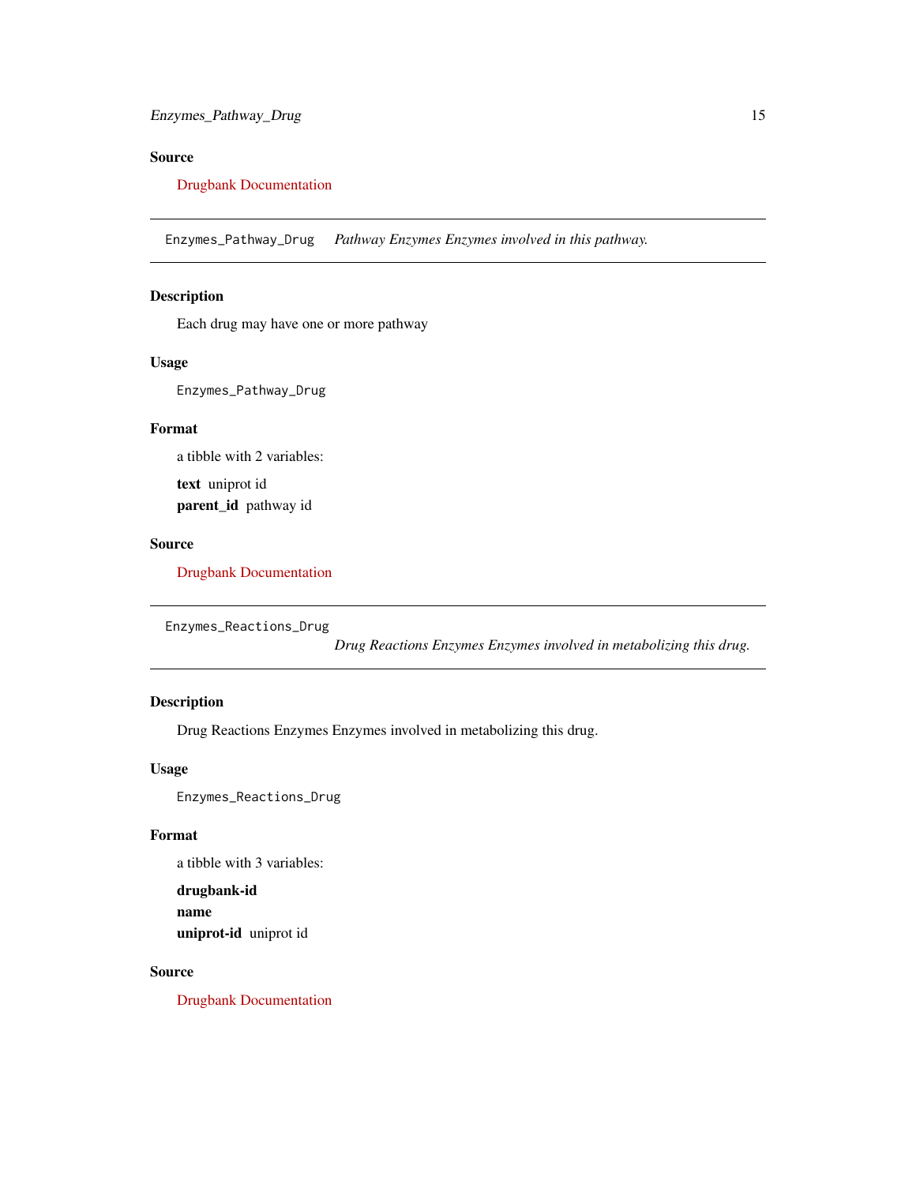### Source

Drugbank Documentation

---

## Enzymes_Pathway_Drug *Pathway Enzymes Enzymes involved in this pathway.*

---

### Description

Each drug may have one or more pathway

### Usage

```
Enzymes_Pathway_Drug
```

### Format

a tibble with 2 variables:

**text** uniprot id

**parent_id** pathway id

### Source

Drugbank Documentation

---

## Enzymes_Reactions_Drug *Drug Reactions Enzymes Enzymes involved in metabolizing this drug.*

---

### Description

Drug Reactions Enzymes Enzymes involved in metabolizing this drug.

### Usage

```
Enzymes_Reactions_Drug
```

### Format

a tibble with 3 variables:

**drugbank-id**

**name**

**uniprot-id** uniprot id

### Source

Drugbank Documentation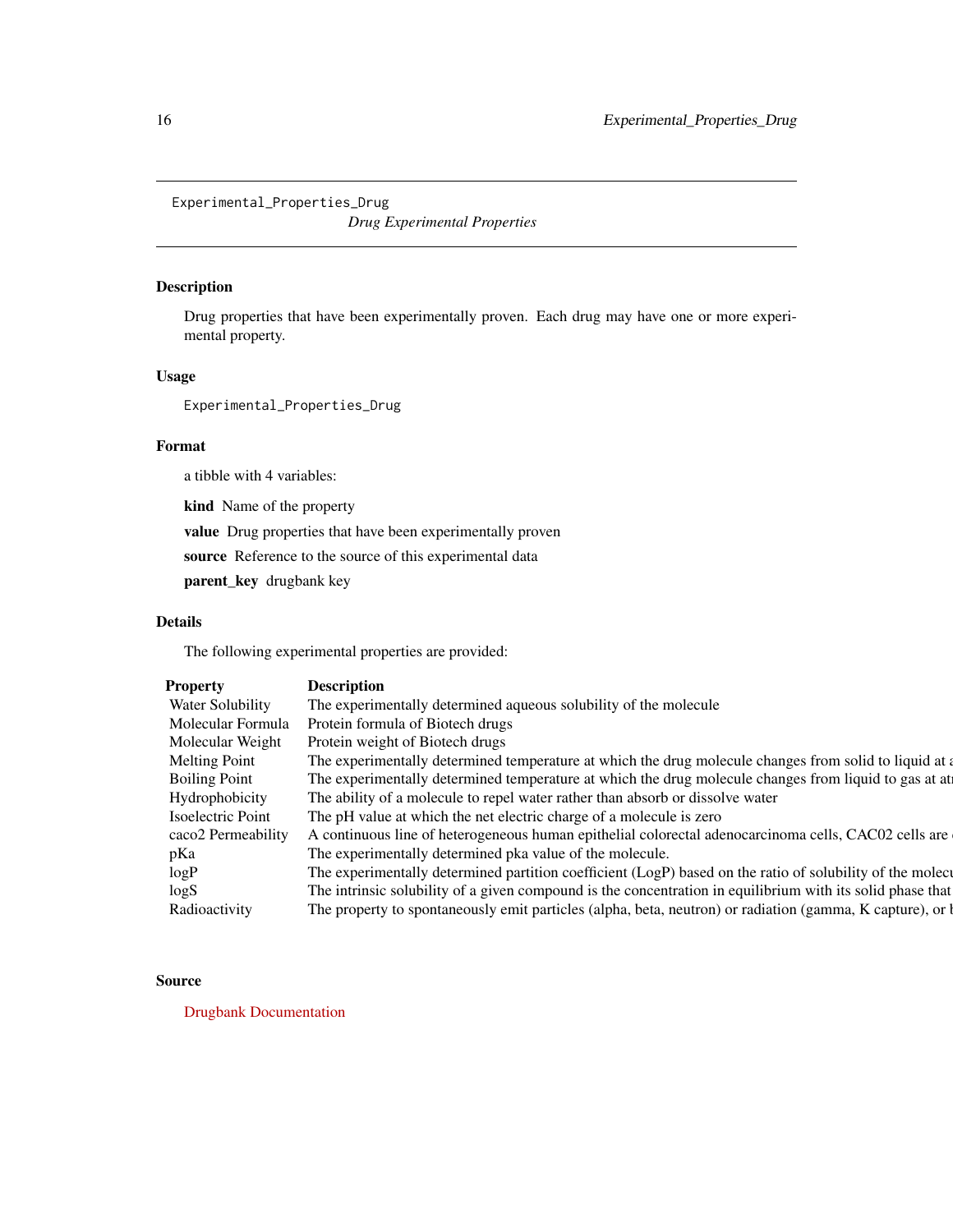```
Experimental_Properties_Drug
```

*Drug Experimental Properties*

## Description

Drug properties that have been experimentally proven. Each drug may have one or more experimental property.

## Usage

```
Experimental_Properties_Drug
```

## Format

a tibble with 4 variables:

**kind** Name of the property

**value** Drug properties that have been experimentally proven

**source** Reference to the source of this experimental data

**parent_key** drugbank key

## Details

The following experimental properties are provided:

| Property | Description |
|---|---|
| Water Solubility | The experimentally determined aqueous solubility of the molecule |
| Molecular Formula | Protein formula of Biotech drugs |
| Molecular Weight | Protein weight of Biotech drugs |
| Melting Point | The experimentally determined temperature at which the drug molecule changes from solid to liquid at a |
| Boiling Point | The experimentally determined temperature at which the drug molecule changes from liquid to gas at at |
| Hydrophobicity | The ability of a molecule to repel water rather than absorb or dissolve water |
| Isoelectric Point | The pH value at which the net electric charge of a molecule is zero |
| caco2 Permeability | A continuous line of heterogeneous human epithelial colorectal adenocarcinoma cells, CAC02 cells are |
| pKa | The experimentally determined pka value of the molecule. |
| logP | The experimentally determined partition coefficient (LogP) based on the ratio of solubility of the molecu |
| logS | The intrinsic solubility of a given compound is the concentration in equilibrium with its solid phase that |
| Radioactivity | The property to spontaneously emit particles (alpha, beta, neutron) or radiation (gamma, K capture), or b |

## Source

Drugbank Documentation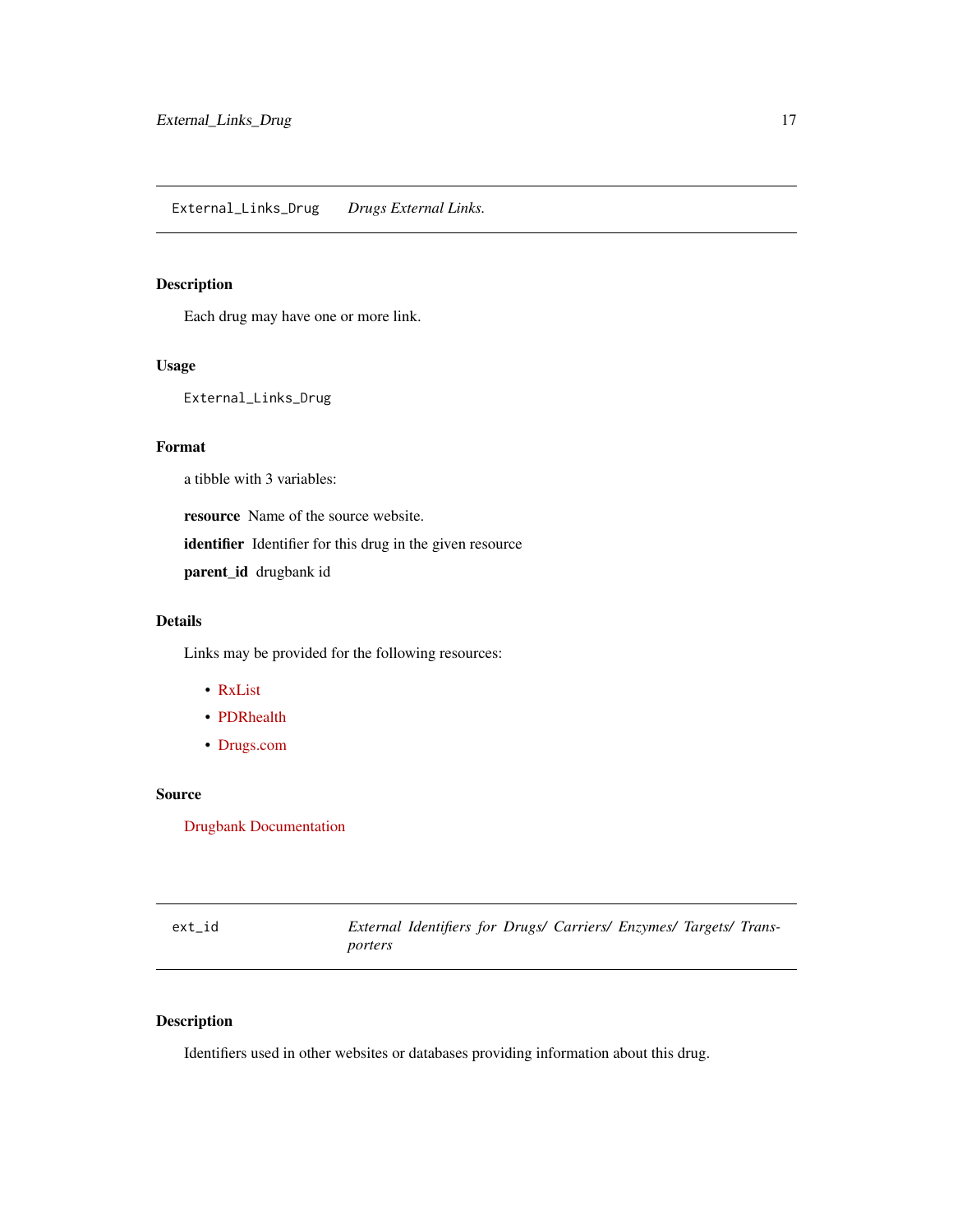## External_Links_Drug *Drugs External Links.*

### Description

Each drug may have one or more link.

### Usage

```
External_Links_Drug
```

### Format

a tibble with 3 variables:

**resource** Name of the source website.

**identifier** Identifier for this drug in the given resource

**parent_id** drugbank id

### Details

Links may be provided for the following resources:

- RxList
- PDRhealth
- Drugs.com

### Source

Drugbank Documentation

## ext_id *External Identifiers for Drugs/ Carriers/ Enzymes/ Targets/ Transporters*

### Description

Identifiers used in other websites or databases providing information about this drug.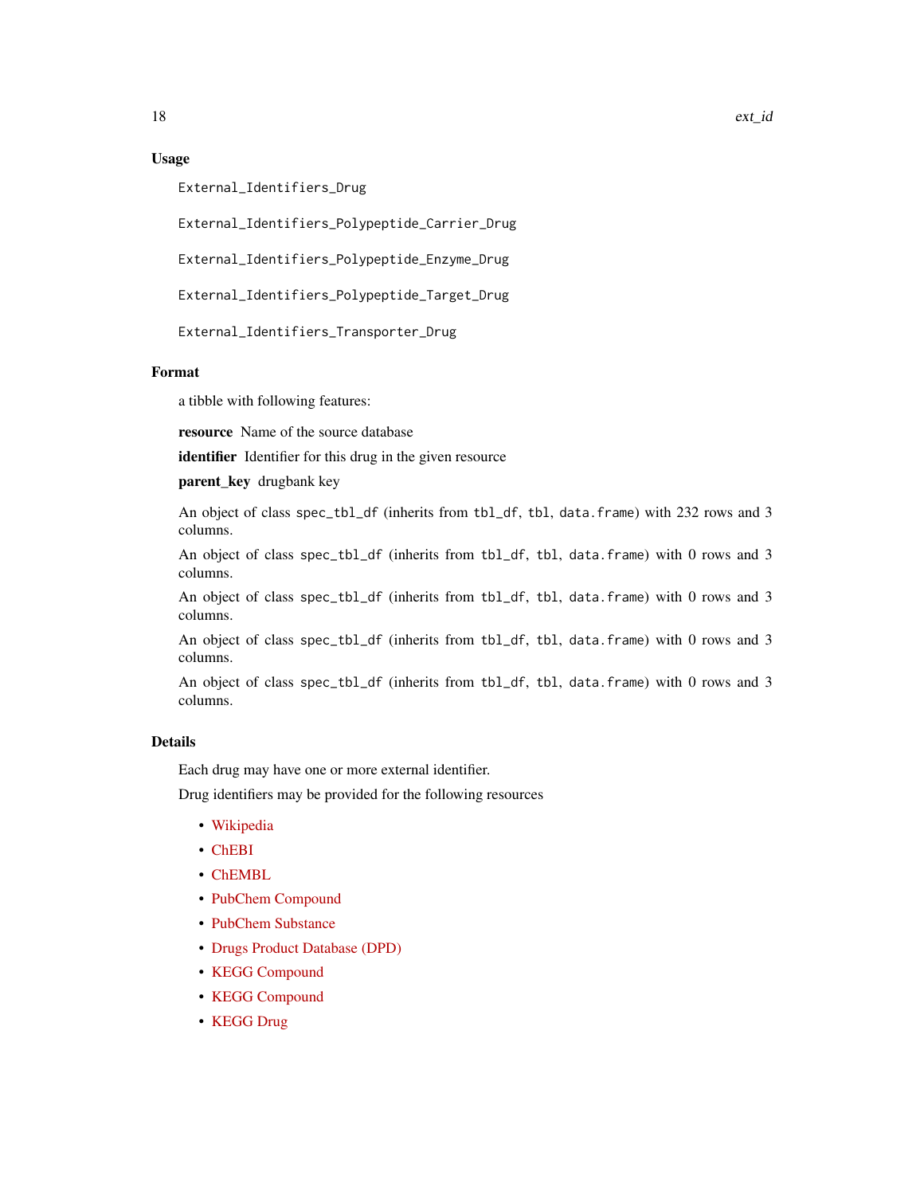## Usage

```
External_Identifiers_Drug

External_Identifiers_Polypeptide_Carrier_Drug

External_Identifiers_Polypeptide_Enzyme_Drug

External_Identifiers_Polypeptide_Target_Drug

External_Identifiers_Transporter_Drug
```

## Format

a tibble with following features:

**resource** Name of the source database

**identifier** Identifier for this drug in the given resource

**parent_key** drugbank key

An object of class spec_tbl_df (inherits from tbl_df, tbl, data.frame) with 232 rows and 3 columns.

An object of class spec_tbl_df (inherits from tbl_df, tbl, data.frame) with 0 rows and 3 columns.

An object of class spec_tbl_df (inherits from tbl_df, tbl, data.frame) with 0 rows and 3 columns.

An object of class spec_tbl_df (inherits from tbl_df, tbl, data.frame) with 0 rows and 3 columns.

An object of class spec_tbl_df (inherits from tbl_df, tbl, data.frame) with 0 rows and 3 columns.

## Details

Each drug may have one or more external identifier.

Drug identifiers may be provided for the following resources

- Wikipedia
- ChEBI
- ChEMBL
- PubChem Compound
- PubChem Substance
- Drugs Product Database (DPD)
- KEGG Compound
- KEGG Compound
- KEGG Drug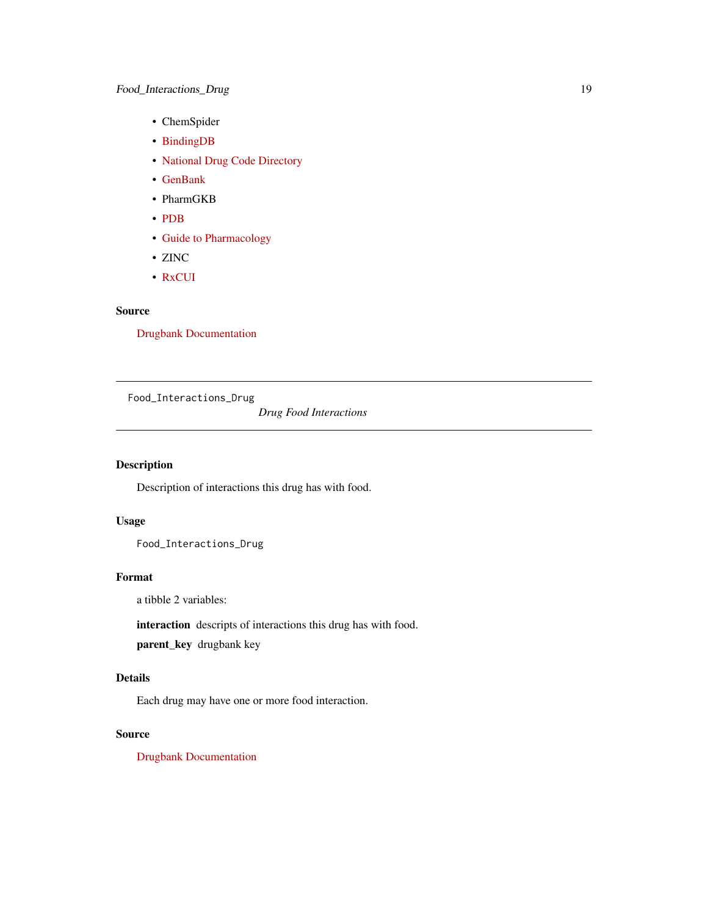- ChemSpider
- BindingDB
- National Drug Code Directory
- GenBank
- PharmGKB
- PDB
- Guide to Pharmacology
- ZINC
- RxCUI

### Source

Drugbank Documentation

---

## Food_Interactions_Drug

*Drug Food Interactions*

---

### Description

Description of interactions this drug has with food.

### Usage

```
Food_Interactions_Drug
```

### Format

a tibble 2 variables:

**interaction** descripts of interactions this drug has with food.

**parent_key** drugbank key

### Details

Each drug may have one or more food interaction.

### Source

Drugbank Documentation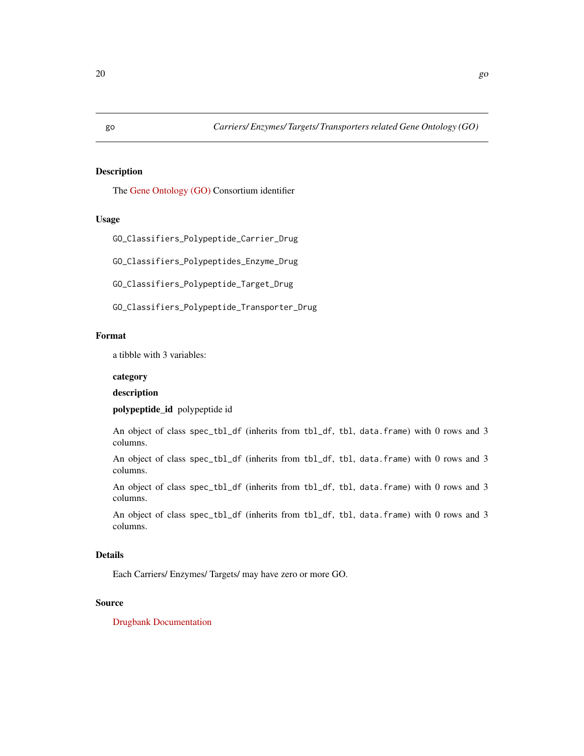go *Carriers/ Enzymes/ Targets/ Transporters related Gene Ontology (GO)*

## Description

The Gene Ontology (GO) Consortium identifier

## Usage

```
GO_Classifiers_Polypeptide_Carrier_Drug

GO_Classifiers_Polypeptides_Enzyme_Drug

GO_Classifiers_Polypeptide_Target_Drug

GO_Classifiers_Polypeptide_Transporter_Drug
```

## Format

a tibble with 3 variables:

**category**

**description**

**polypeptide_id** polypeptide id

An object of class `spec_tbl_df` (inherits from `tbl_df`, `tbl`, `data.frame`) with 0 rows and 3 columns.

An object of class `spec_tbl_df` (inherits from `tbl_df`, `tbl`, `data.frame`) with 0 rows and 3 columns.

An object of class `spec_tbl_df` (inherits from `tbl_df`, `tbl`, `data.frame`) with 0 rows and 3 columns.

An object of class `spec_tbl_df` (inherits from `tbl_df`, `tbl`, `data.frame`) with 0 rows and 3 columns.

## Details

Each Carriers/ Enzymes/ Targets/ may have zero or more GO.

## Source

Drugbank Documentation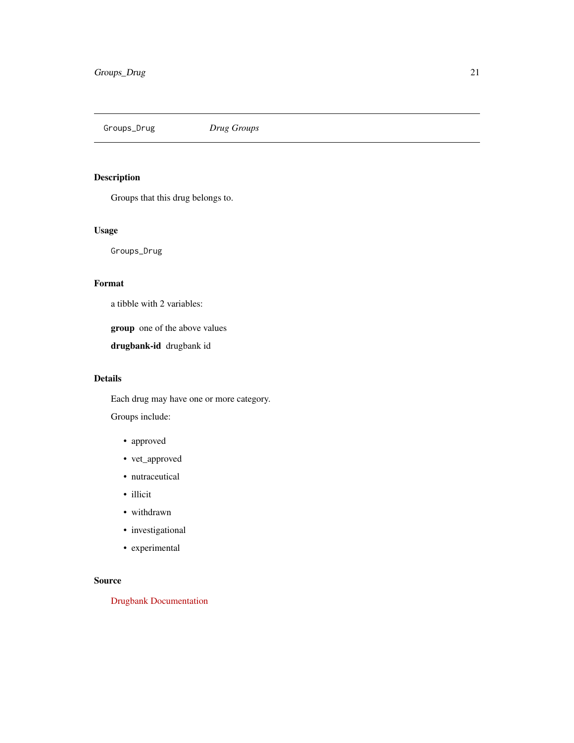# Groups_Drug    *Drug Groups*

## Description

Groups that this drug belongs to.

## Usage

```
Groups_Drug
```

## Format

a tibble with 2 variables:

**group** one of the above values

**drugbank-id** drugbank id

## Details

Each drug may have one or more category.

Groups include:

- approved
- vet_approved
- nutraceutical
- illicit
- withdrawn
- investigational
- experimental

## Source

Drugbank Documentation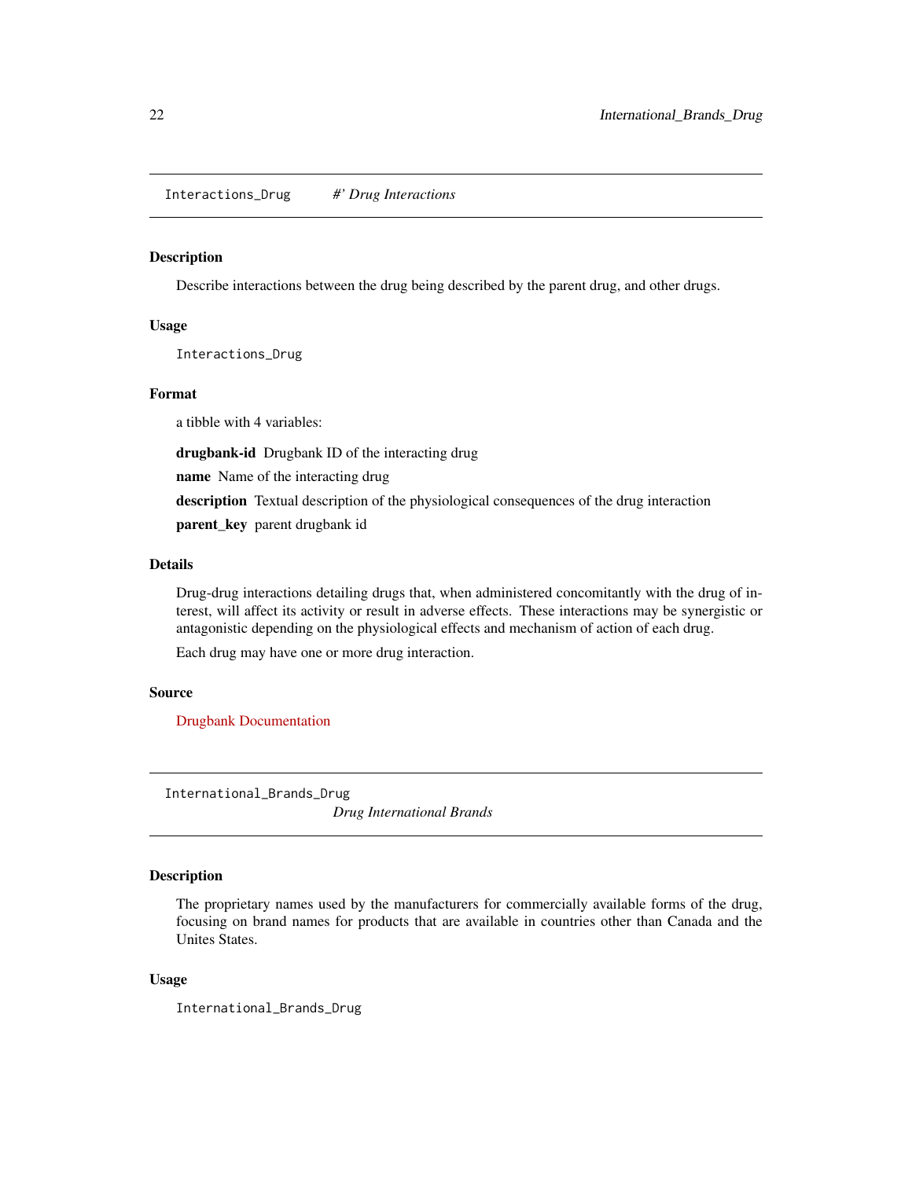## Interactions_Drug *#' Drug Interactions*

### Description

Describe interactions between the drug being described by the parent drug, and other drugs.

### Usage

```
Interactions_Drug
```

### Format

a tibble with 4 variables:

**drugbank-id** Drugbank ID of the interacting drug

**name** Name of the interacting drug

**description** Textual description of the physiological consequences of the drug interaction

**parent_key** parent drugbank id

### Details

Drug-drug interactions detailing drugs that, when administered concomitantly with the drug of interest, will affect its activity or result in adverse effects. These interactions may be synergistic or antagonistic depending on the physiological effects and mechanism of action of each drug.

Each drug may have one or more drug interaction.

### Source

Drugbank Documentation

## International_Brands_Drug *Drug International Brands*

### Description

The proprietary names used by the manufacturers for commercially available forms of the drug, focusing on brand names for products that are available in countries other than Canada and the Unites States.

### Usage

```
International_Brands_Drug
```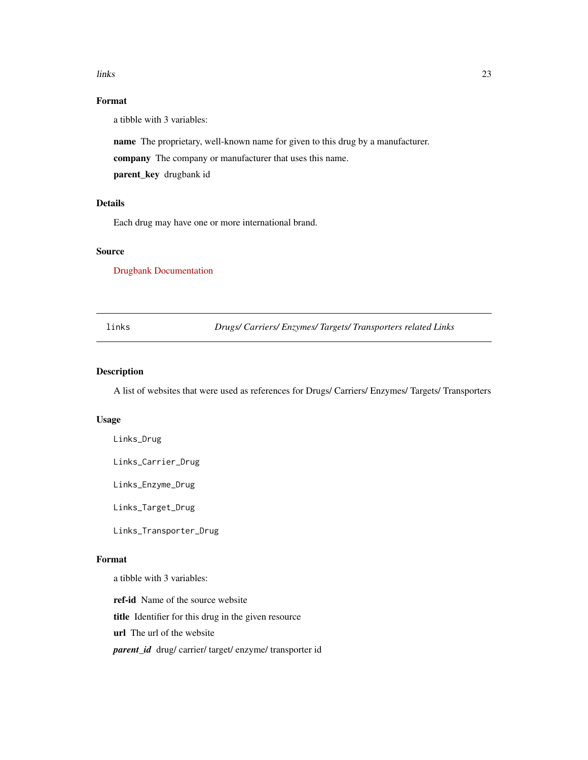## Format

a tibble with 3 variables:

**name** The proprietary, well-known name for given to this drug by a manufacturer.

**company** The company or manufacturer that uses this name.

**parent_key** drugbank id

## Details

Each drug may have one or more international brand.

## Source

Drugbank Documentation

---

links — *Drugs/ Carriers/ Enzymes/ Targets/ Transporters related Links*

---

## Description

A list of websites that were used as references for Drugs/ Carriers/ Enzymes/ Targets/ Transporters

## Usage

```
Links_Drug

Links_Carrier_Drug

Links_Enzyme_Drug

Links_Target_Drug

Links_Transporter_Drug
```

## Format

a tibble with 3 variables:

**ref-id** Name of the source website

**title** Identifier for this drug in the given resource

**url** The url of the website

***parent_id*** drug/ carrier/ target/ enzyme/ transporter id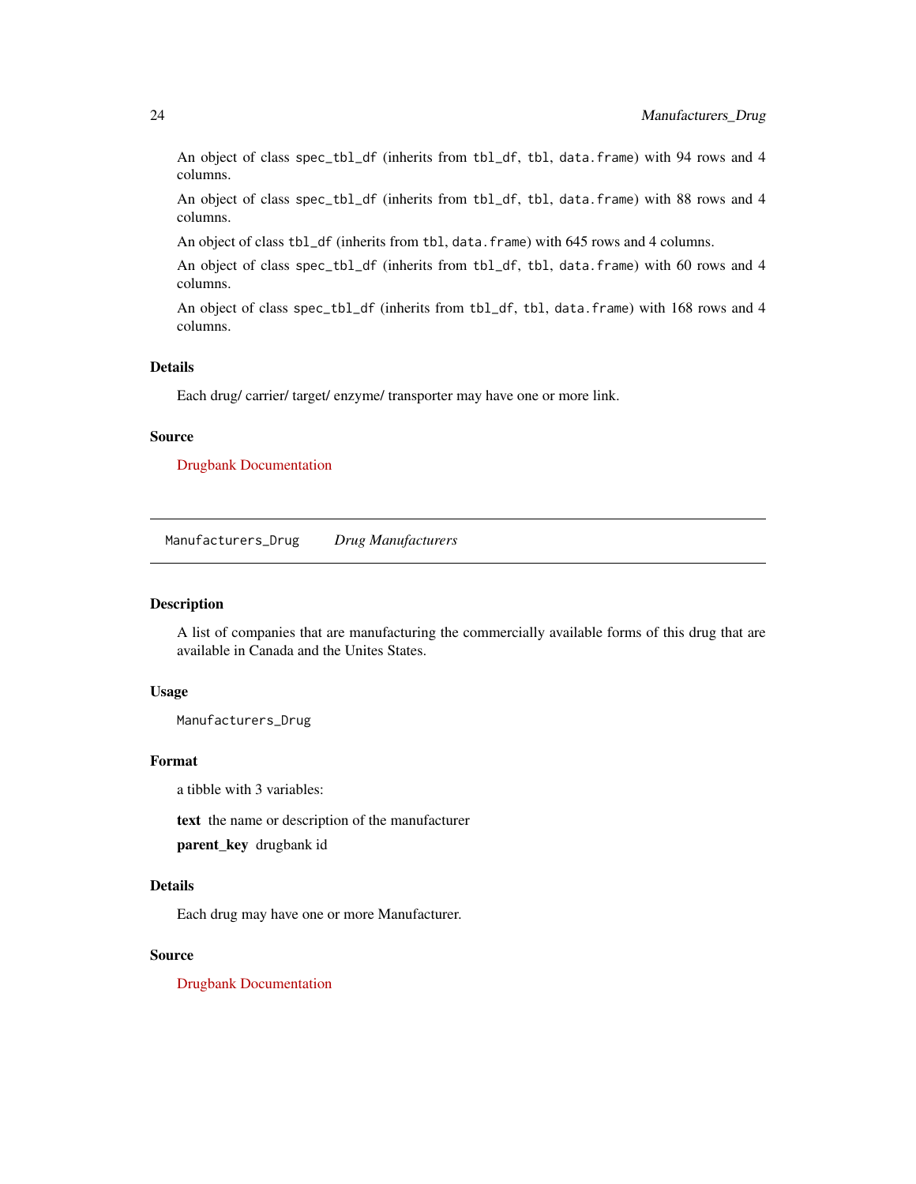An object of class `spec_tbl_df` (inherits from `tbl_df`, `tbl`, `data.frame`) with 94 rows and 4 columns.

An object of class `spec_tbl_df` (inherits from `tbl_df`, `tbl`, `data.frame`) with 88 rows and 4 columns.

An object of class `tbl_df` (inherits from `tbl`, `data.frame`) with 645 rows and 4 columns.

An object of class `spec_tbl_df` (inherits from `tbl_df`, `tbl`, `data.frame`) with 60 rows and 4 columns.

An object of class `spec_tbl_df` (inherits from `tbl_df`, `tbl`, `data.frame`) with 168 rows and 4 columns.

### Details

Each drug/ carrier/ target/ enzyme/ transporter may have one or more link.

### Source

Drugbank Documentation

---

## `Manufacturers_Drug` *Drug Manufacturers*

### Description

A list of companies that are manufacturing the commercially available forms of this drug that are available in Canada and the Unites States.

### Usage

```
Manufacturers_Drug
```

### Format

a tibble with 3 variables:

**text** the name or description of the manufacturer

**parent_key** drugbank id

### Details

Each drug may have one or more Manufacturer.

### Source

Drugbank Documentation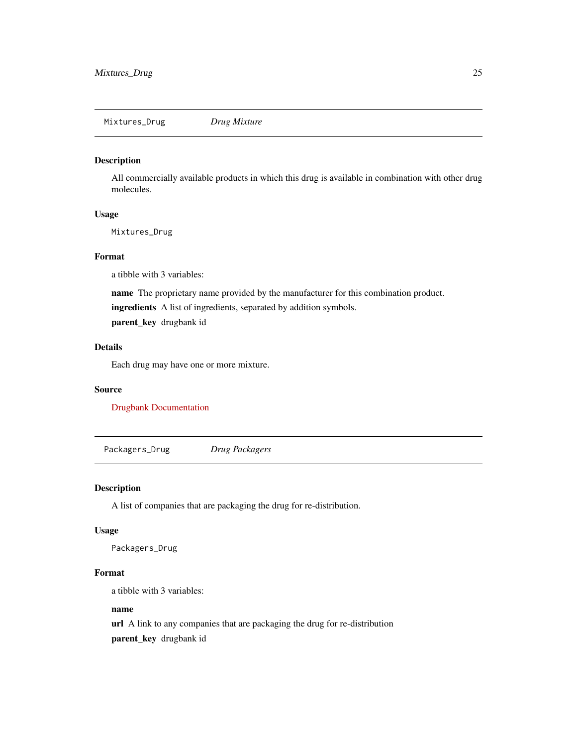## Mixtures_Drug *Drug Mixture*

### Description

All commercially available products in which this drug is available in combination with other drug molecules.

### Usage

```
Mixtures_Drug
```

### Format

a tibble with 3 variables:

**name** The proprietary name provided by the manufacturer for this combination product.

**ingredients** A list of ingredients, separated by addition symbols.

**parent_key** drugbank id

### Details

Each drug may have one or more mixture.

### Source

Drugbank Documentation

## Packagers_Drug *Drug Packagers*

### Description

A list of companies that are packaging the drug for re-distribution.

### Usage

```
Packagers_Drug
```

### Format

a tibble with 3 variables:

**name**

**url** A link to any companies that are packaging the drug for re-distribution

**parent_key** drugbank id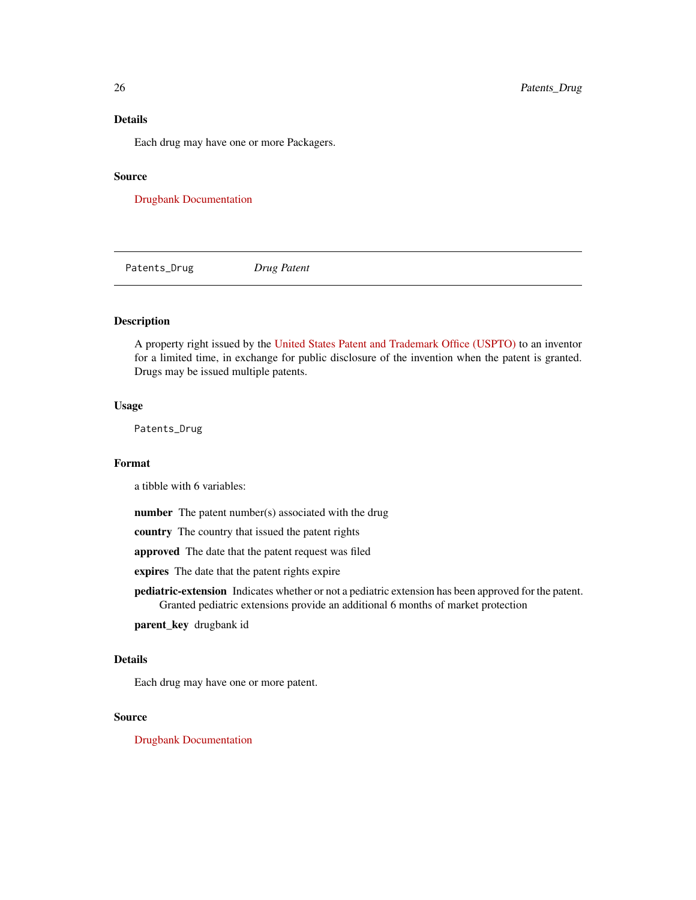### Details

Each drug may have one or more Packagers.

### Source

Drugbank Documentation

---

## Patents_Drug — *Drug Patent*

### Description

A property right issued by the United States Patent and Trademark Office (USPTO) to an inventor for a limited time, in exchange for public disclosure of the invention when the patent is granted. Drugs may be issued multiple patents.

### Usage

```
Patents_Drug
```

### Format

a tibble with 6 variables:

**number** The patent number(s) associated with the drug

**country** The country that issued the patent rights

**approved** The date that the patent request was filed

**expires** The date that the patent rights expire

**pediatric-extension** Indicates whether or not a pediatric extension has been approved for the patent. Granted pediatric extensions provide an additional 6 months of market protection

**parent_key** drugbank id

### Details

Each drug may have one or more patent.

### Source

Drugbank Documentation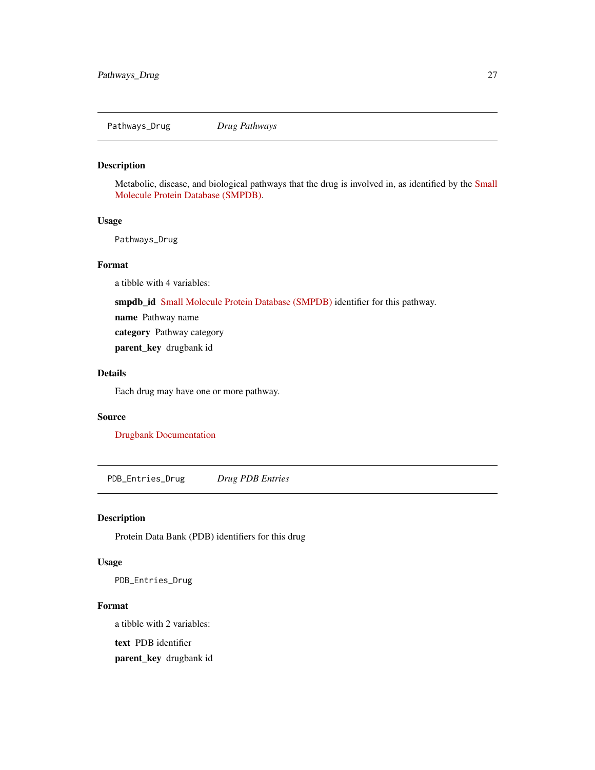## Pathways_Drug *Drug Pathways*

### Description

Metabolic, disease, and biological pathways that the drug is involved in, as identified by the Small Molecule Protein Database (SMPDB).

### Usage

```
Pathways_Drug
```

### Format

a tibble with 4 variables:

**smpdb_id** Small Molecule Protein Database (SMPDB) identifier for this pathway.

**name** Pathway name

**category** Pathway category

**parent_key** drugbank id

### Details

Each drug may have one or more pathway.

### Source

Drugbank Documentation

## PDB_Entries_Drug *Drug PDB Entries*

### Description

Protein Data Bank (PDB) identifiers for this drug

### Usage

```
PDB_Entries_Drug
```

### Format

a tibble with 2 variables:

**text** PDB identifier

**parent_key** drugbank id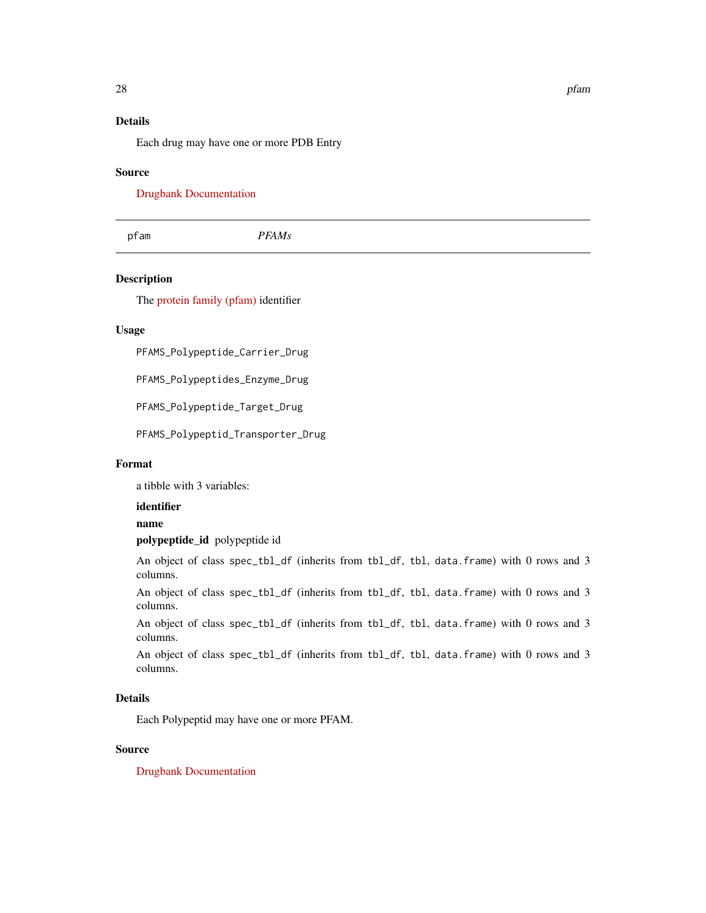### Details

Each drug may have one or more PDB Entry

### Source

Drugbank Documentation

---

## pfam *PFAMs*

---

### Description

The protein family (pfam) identifier

### Usage

```
PFAMS_Polypeptide_Carrier_Drug

PFAMS_Polypeptides_Enzyme_Drug

PFAMS_Polypeptide_Target_Drug

PFAMS_Polypeptid_Transporter_Drug
```

### Format

a tibble with 3 variables:

**identifier**

**name**

**polypeptide_id** polypeptide id

An object of class `spec_tbl_df` (inherits from `tbl_df`, `tbl`, `data.frame`) with 0 rows and 3 columns.

An object of class `spec_tbl_df` (inherits from `tbl_df`, `tbl`, `data.frame`) with 0 rows and 3 columns.

An object of class `spec_tbl_df` (inherits from `tbl_df`, `tbl`, `data.frame`) with 0 rows and 3 columns.

An object of class `spec_tbl_df` (inherits from `tbl_df`, `tbl`, `data.frame`) with 0 rows and 3 columns.

### Details

Each Polypeptid may have one or more PFAM.

### Source

Drugbank Documentation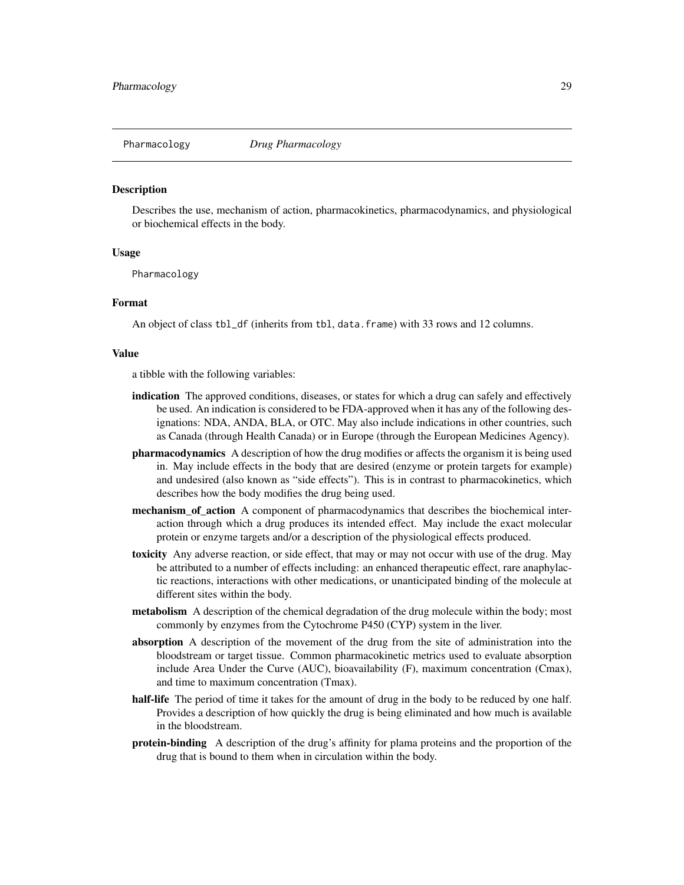`Pharmacology` *Drug Pharmacology*

## Description

Describes the use, mechanism of action, pharmacokinetics, pharmacodynamics, and physiological or biochemical effects in the body.

## Usage

```
Pharmacology
```

## Format

An object of class `tbl_df` (inherits from `tbl`, `data.frame`) with 33 rows and 12 columns.

## Value

a tibble with the following variables:

- **indication** The approved conditions, diseases, or states for which a drug can safely and effectively be used. An indication is considered to be FDA-approved when it has any of the following designations: NDA, ANDA, BLA, or OTC. May also include indications in other countries, such as Canada (through Health Canada) or in Europe (through the European Medicines Agency).
- **pharmacodynamics** A description of how the drug modifies or affects the organism it is being used in. May include effects in the body that are desired (enzyme or protein targets for example) and undesired (also known as "side effects"). This is in contrast to pharmacokinetics, which describes how the body modifies the drug being used.
- **mechanism_of_action** A component of pharmacodynamics that describes the biochemical interaction through which a drug produces its intended effect. May include the exact molecular protein or enzyme targets and/or a description of the physiological effects produced.
- **toxicity** Any adverse reaction, or side effect, that may or may not occur with use of the drug. May be attributed to a number of effects including: an enhanced therapeutic effect, rare anaphylactic reactions, interactions with other medications, or unanticipated binding of the molecule at different sites within the body.
- **metabolism** A description of the chemical degradation of the drug molecule within the body; most commonly by enzymes from the Cytochrome P450 (CYP) system in the liver.
- **absorption** A description of the movement of the drug from the site of administration into the bloodstream or target tissue. Common pharmacokinetic metrics used to evaluate absorption include Area Under the Curve (AUC), bioavailability (F), maximum concentration (Cmax), and time to maximum concentration (Tmax).
- **half-life** The period of time it takes for the amount of drug in the body to be reduced by one half. Provides a description of how quickly the drug is being eliminated and how much is available in the bloodstream.
- **protein-binding** A description of the drug's affinity for plama proteins and the proportion of the drug that is bound to them when in circulation within the body.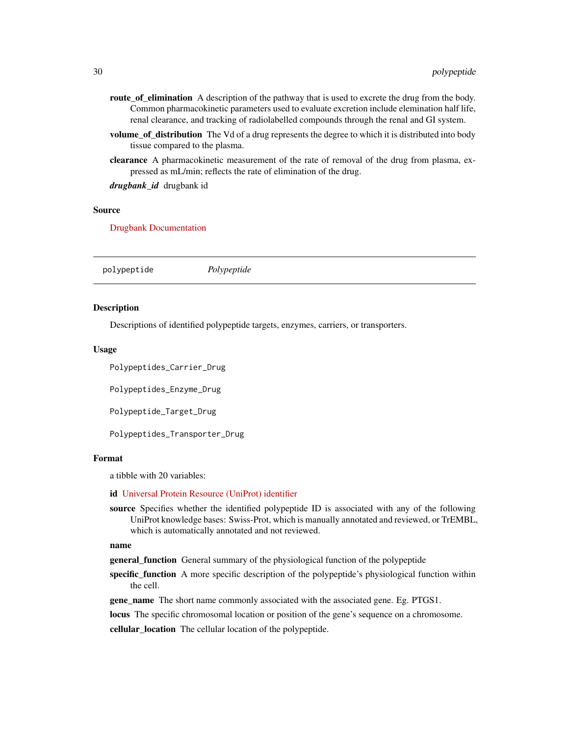**route_of_elimination** A description of the pathway that is used to excrete the drug from the body. Common pharmacokinetic parameters used to evaluate excretion include elemination half life, renal clearance, and tracking of radiolabelled compounds through the renal and GI system.

**volume_of_distribution** The Vd of a drug represents the degree to which it is distributed into body tissue compared to the plasma.

**clearance** A pharmacokinetic measurement of the rate of removal of the drug from plasma, expressed as mL/min; reflects the rate of elimination of the drug.

***drugbank_id*** drugbank id

### Source

Drugbank Documentation

---

`polypeptide` *Polypeptide*

---

### Description

Descriptions of identified polypeptide targets, enzymes, carriers, or transporters.

### Usage

```
Polypeptides_Carrier_Drug

Polypeptides_Enzyme_Drug

Polypeptide_Target_Drug

Polypeptides_Transporter_Drug
```

### Format

a tibble with 20 variables:

**id** Universal Protein Resource (UniProt) identifier

**source** Specifies whether the identified polypeptide ID is associated with any of the following UniProt knowledge bases: Swiss-Prot, which is manually annotated and reviewed, or TrEMBL, which is automatically annotated and not reviewed.

**name**

**general_function** General summary of the physiological function of the polypeptide

**specific_function** A more specific description of the polypeptide's physiological function within the cell.

**gene_name** The short name commonly associated with the associated gene. Eg. PTGS1.

**locus** The specific chromosomal location or position of the gene's sequence on a chromosome.

**cellular_location** The cellular location of the polypeptide.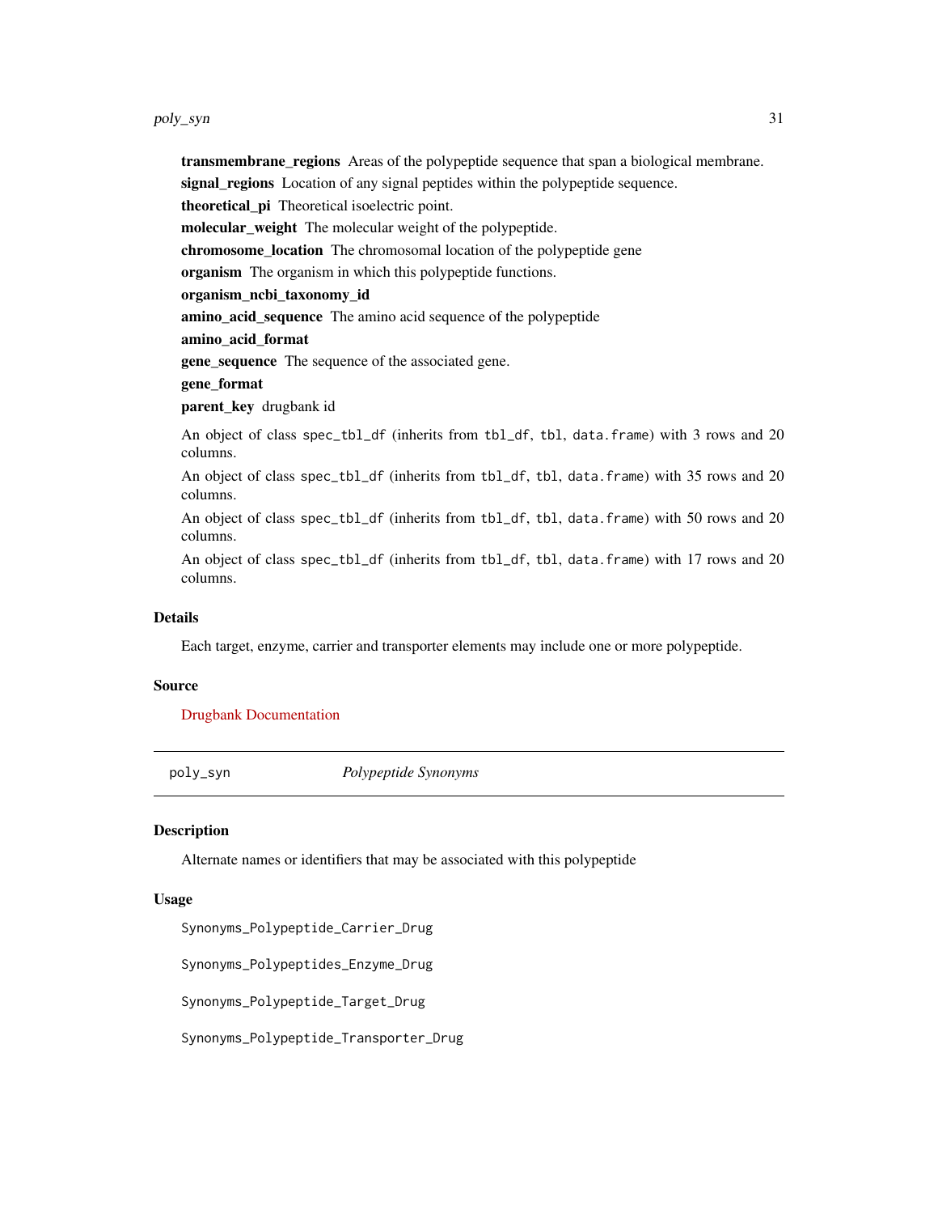**transmembrane_regions** Areas of the polypeptide sequence that span a biological membrane.

**signal_regions** Location of any signal peptides within the polypeptide sequence.

**theoretical_pi** Theoretical isoelectric point.

**molecular_weight** The molecular weight of the polypeptide.

**chromosome_location** The chromosomal location of the polypeptide gene

**organism** The organism in which this polypeptide functions.

**organism_ncbi_taxonomy_id**

**amino_acid_sequence** The amino acid sequence of the polypeptide

**amino_acid_format**

**gene_sequence** The sequence of the associated gene.

**gene_format**

**parent_key** drugbank id

An object of class `spec_tbl_df` (inherits from `tbl_df`, `tbl`, `data.frame`) with 3 rows and 20 columns.

An object of class `spec_tbl_df` (inherits from `tbl_df`, `tbl`, `data.frame`) with 35 rows and 20 columns.

An object of class `spec_tbl_df` (inherits from `tbl_df`, `tbl`, `data.frame`) with 50 rows and 20 columns.

An object of class `spec_tbl_df` (inherits from `tbl_df`, `tbl`, `data.frame`) with 17 rows and 20 columns.

### Details

Each target, enzyme, carrier and transporter elements may include one or more polypeptide.

### Source

Drugbank Documentation

---

## poly_syn *Polypeptide Synonyms*

### Description

Alternate names or identifiers that may be associated with this polypeptide

### Usage

```
Synonyms_Polypeptide_Carrier_Drug

Synonyms_Polypeptides_Enzyme_Drug

Synonyms_Polypeptide_Target_Drug

Synonyms_Polypeptide_Transporter_Drug
```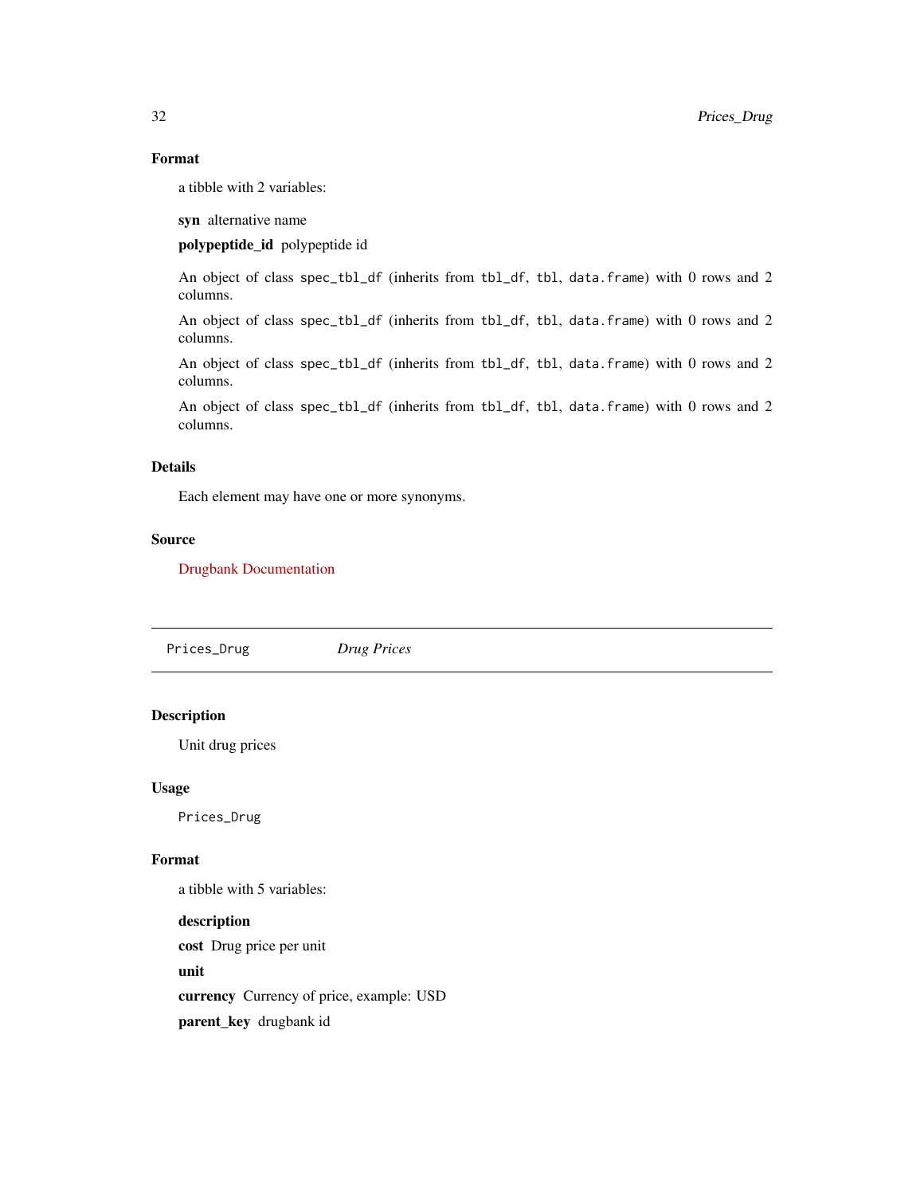### Format

a tibble with 2 variables:

**syn** alternative name

**polypeptide_id** polypeptide id

An object of class `spec_tbl_df` (inherits from `tbl_df`, `tbl`, `data.frame`) with 0 rows and 2 columns.

An object of class `spec_tbl_df` (inherits from `tbl_df`, `tbl`, `data.frame`) with 0 rows and 2 columns.

An object of class `spec_tbl_df` (inherits from `tbl_df`, `tbl`, `data.frame`) with 0 rows and 2 columns.

An object of class `spec_tbl_df` (inherits from `tbl_df`, `tbl`, `data.frame`) with 0 rows and 2 columns.

### Details

Each element may have one or more synonyms.

### Source

Drugbank Documentation

---

## Prices_Drug &nbsp;&nbsp;&nbsp; *Drug Prices*

---

### Description

Unit drug prices

### Usage

```
Prices_Drug
```

### Format

a tibble with 5 variables:

**description**

**cost** Drug price per unit

**unit**

**currency** Currency of price, example: USD

**parent_key** drugbank id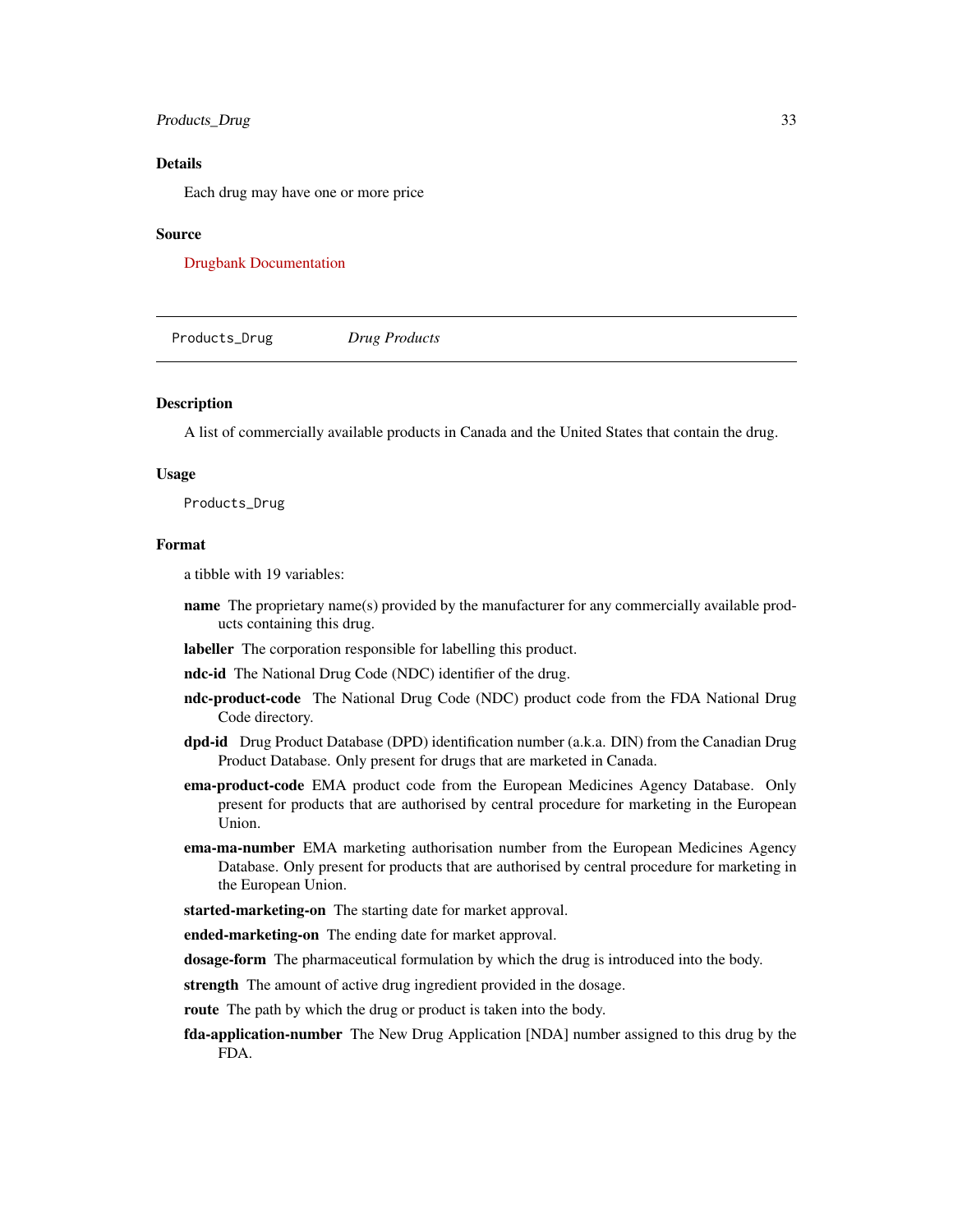## Details

Each drug may have one or more price

## Source

Drugbank Documentation

---

Products_Drug *Drug Products*

---

## Description

A list of commercially available products in Canada and the United States that contain the drug.

## Usage

```
Products_Drug
```

## Format

a tibble with 19 variables:

- **name** The proprietary name(s) provided by the manufacturer for any commercially available products containing this drug.
- **labeller** The corporation responsible for labelling this product.
- **ndc-id** The National Drug Code (NDC) identifier of the drug.
- **ndc-product-code** The National Drug Code (NDC) product code from the FDA National Drug Code directory.
- **dpd-id** Drug Product Database (DPD) identification number (a.k.a. DIN) from the Canadian Drug Product Database. Only present for drugs that are marketed in Canada.
- **ema-product-code** EMA product code from the European Medicines Agency Database. Only present for products that are authorised by central procedure for marketing in the European Union.
- **ema-ma-number** EMA marketing authorisation number from the European Medicines Agency Database. Only present for products that are authorised by central procedure for marketing in the European Union.
- **started-marketing-on** The starting date for market approval.
- **ended-marketing-on** The ending date for market approval.
- **dosage-form** The pharmaceutical formulation by which the drug is introduced into the body.
- **strength** The amount of active drug ingredient provided in the dosage.
- **route** The path by which the drug or product is taken into the body.
- **fda-application-number** The New Drug Application [NDA] number assigned to this drug by the FDA.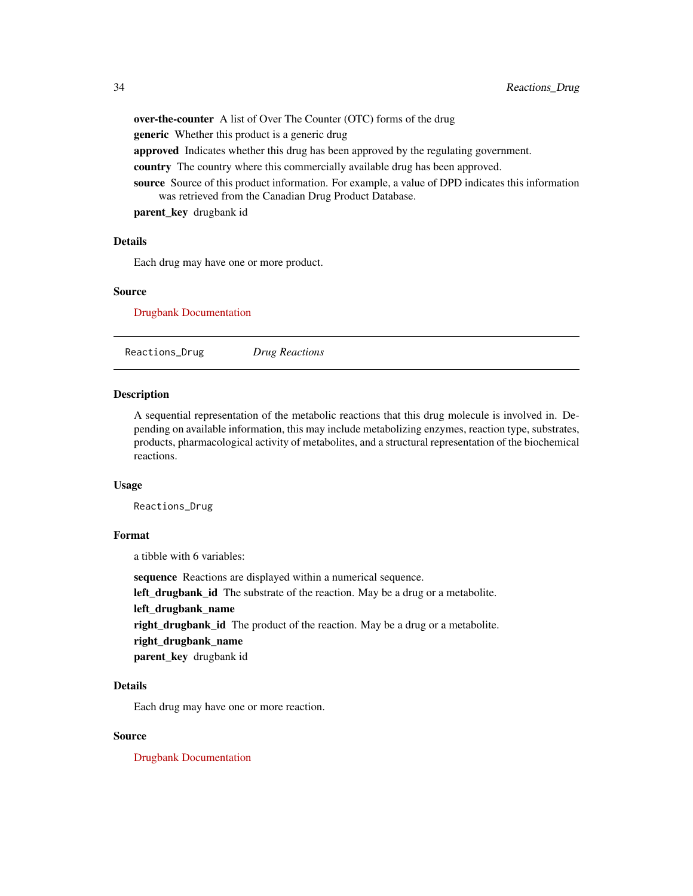**over-the-counter** A list of Over The Counter (OTC) forms of the drug

**generic** Whether this product is a generic drug

**approved** Indicates whether this drug has been approved by the regulating government.

**country** The country where this commercially available drug has been approved.

**source** Source of this product information. For example, a value of DPD indicates this information was retrieved from the Canadian Drug Product Database.

**parent_key** drugbank id

### Details

Each drug may have one or more product.

### Source

Drugbank Documentation

---

## Reactions_Drug *Drug Reactions*

### Description

A sequential representation of the metabolic reactions that this drug molecule is involved in. Depending on available information, this may include metabolizing enzymes, reaction type, substrates, products, pharmacological activity of metabolites, and a structural representation of the biochemical reactions.

### Usage

```
Reactions_Drug
```

### Format

a tibble with 6 variables:

**sequence** Reactions are displayed within a numerical sequence.

**left_drugbank_id** The substrate of the reaction. May be a drug or a metabolite.

**left_drugbank_name**

**right_drugbank_id** The product of the reaction. May be a drug or a metabolite.

**right_drugbank_name**

**parent_key** drugbank id

### Details

Each drug may have one or more reaction.

### Source

Drugbank Documentation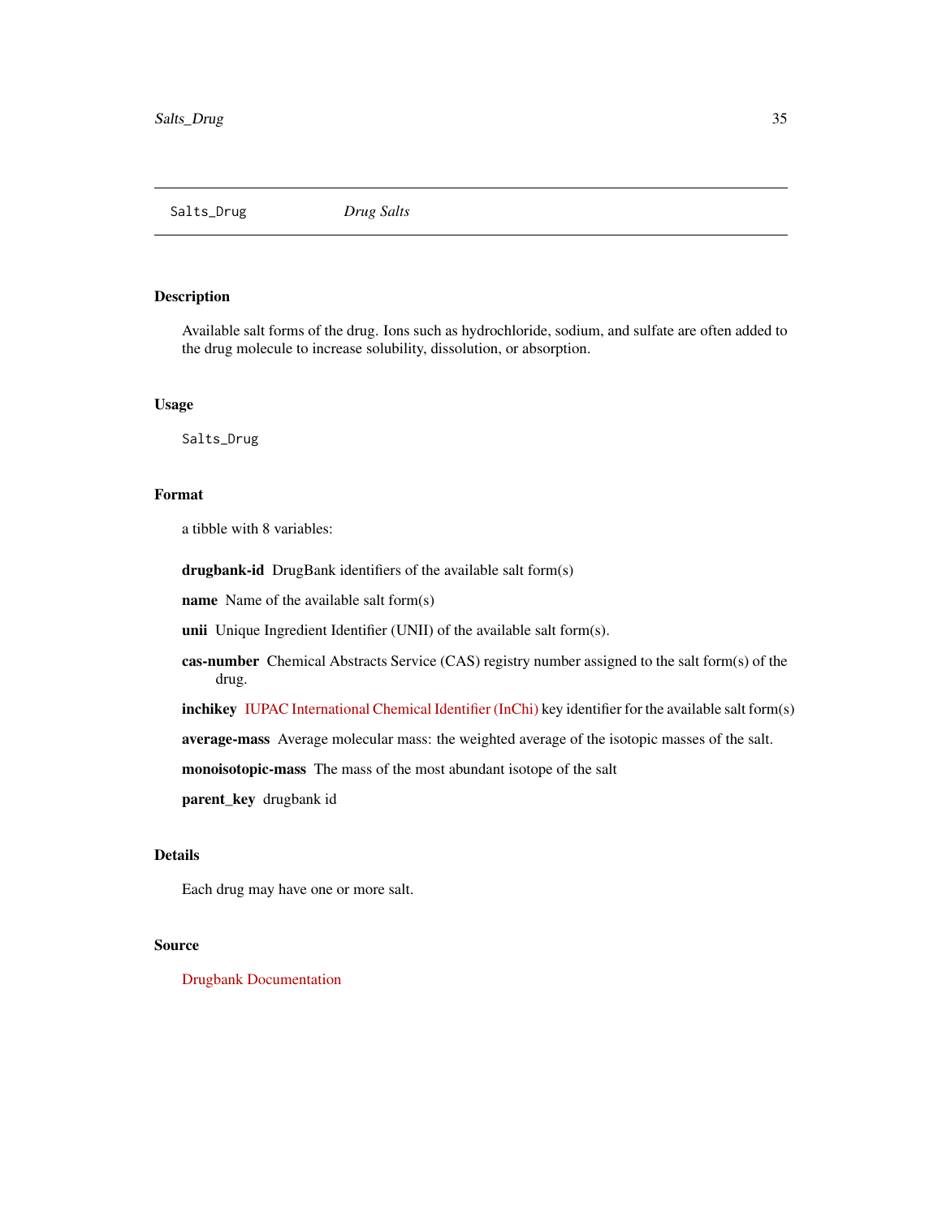Salts_Drug *Drug Salts*

## Description

Available salt forms of the drug. Ions such as hydrochloride, sodium, and sulfate are often added to the drug molecule to increase solubility, dissolution, or absorption.

## Usage

```
Salts_Drug
```

## Format

a tibble with 8 variables:

**drugbank-id** DrugBank identifiers of the available salt form(s)

**name** Name of the available salt form(s)

**unii** Unique Ingredient Identifier (UNII) of the available salt form(s).

**cas-number** Chemical Abstracts Service (CAS) registry number assigned to the salt form(s) of the drug.

**inchikey** IUPAC International Chemical Identifier (InChi) key identifier for the available salt form(s)

**average-mass** Average molecular mass: the weighted average of the isotopic masses of the salt.

**monoisotopic-mass** The mass of the most abundant isotope of the salt

**parent_key** drugbank id

## Details

Each drug may have one or more salt.

## Source

Drugbank Documentation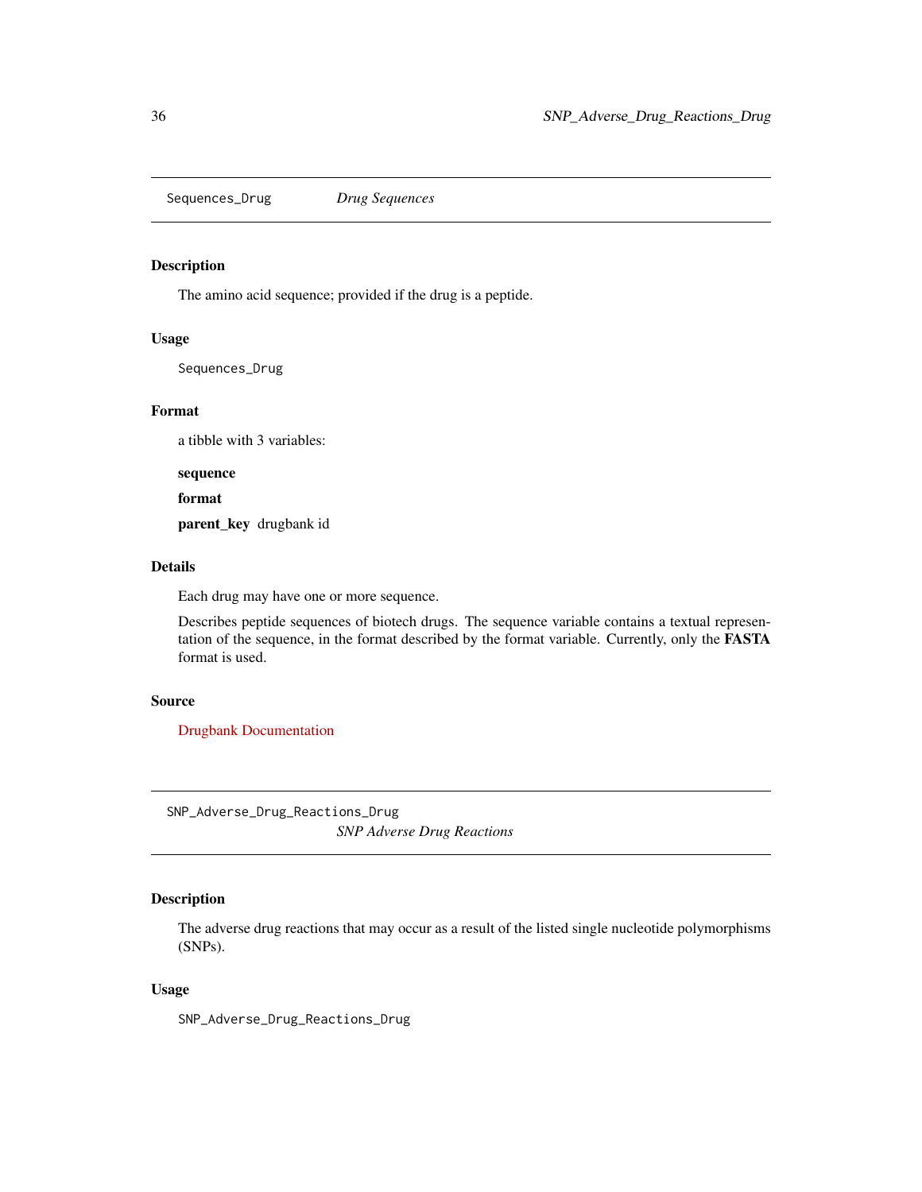## Sequences_Drug *Drug Sequences*

### Description

The amino acid sequence; provided if the drug is a peptide.

### Usage

```
Sequences_Drug
```

### Format

a tibble with 3 variables:

**sequence**

**format**

**parent_key** drugbank id

### Details

Each drug may have one or more sequence.

Describes peptide sequences of biotech drugs. The sequence variable contains a textual representation of the sequence, in the format described by the format variable. Currently, only the **FASTA** format is used.

### Source

Drugbank Documentation

## SNP_Adverse_Drug_Reactions_Drug *SNP Adverse Drug Reactions*

### Description

The adverse drug reactions that may occur as a result of the listed single nucleotide polymorphisms (SNPs).

### Usage

```
SNP_Adverse_Drug_Reactions_Drug
```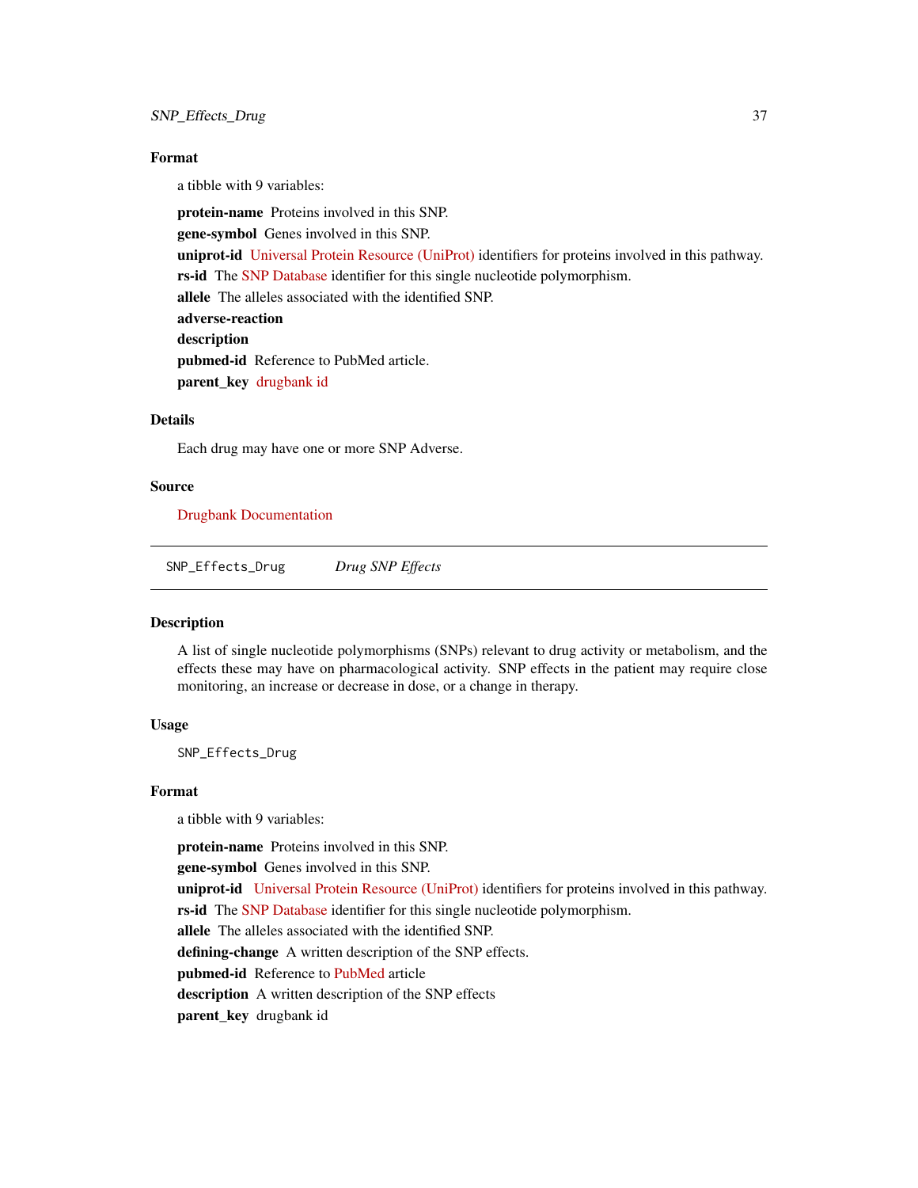## Format

a tibble with 9 variables:

**protein-name** Proteins involved in this SNP.

**gene-symbol** Genes involved in this SNP.

**uniprot-id** Universal Protein Resource (UniProt) identifiers for proteins involved in this pathway.

**rs-id** The SNP Database identifier for this single nucleotide polymorphism.

**allele** The alleles associated with the identified SNP.

**adverse-reaction**

**description**

**pubmed-id** Reference to PubMed article.

**parent_key** drugbank id

## Details

Each drug may have one or more SNP Adverse.

## Source

Drugbank Documentation

---

SNP_Effects_Drug    *Drug SNP Effects*

---

## Description

A list of single nucleotide polymorphisms (SNPs) relevant to drug activity or metabolism, and the effects these may have on pharmacological activity. SNP effects in the patient may require close monitoring, an increase or decrease in dose, or a change in therapy.

## Usage

```
SNP_Effects_Drug
```

## Format

a tibble with 9 variables:

**protein-name** Proteins involved in this SNP.

**gene-symbol** Genes involved in this SNP.

**uniprot-id** Universal Protein Resource (UniProt) identifiers for proteins involved in this pathway.

**rs-id** The SNP Database identifier for this single nucleotide polymorphism.

**allele** The alleles associated with the identified SNP.

**defining-change** A written description of the SNP effects.

**pubmed-id** Reference to PubMed article

**description** A written description of the SNP effects

**parent_key** drugbank id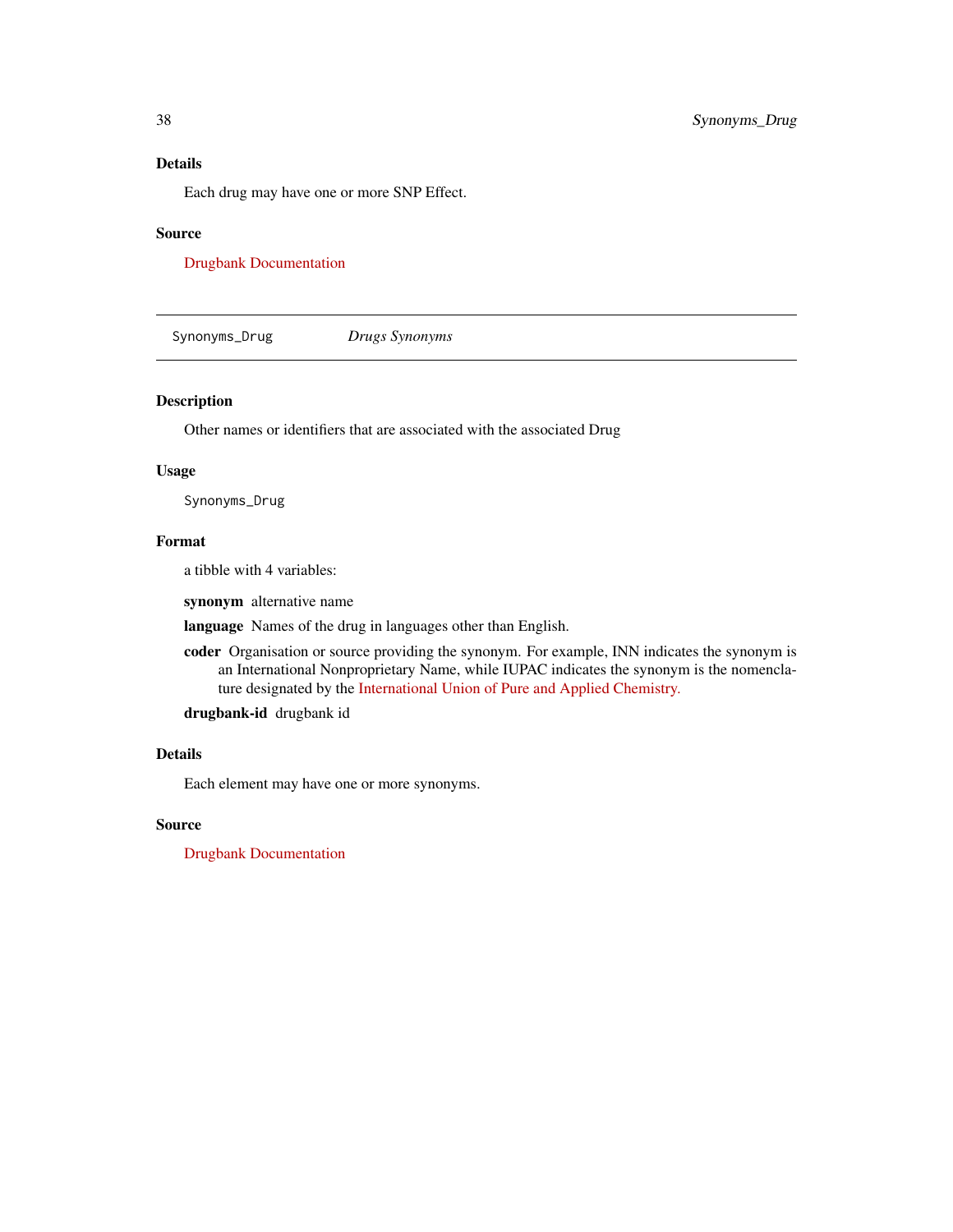### Details

Each drug may have one or more SNP Effect.

### Source

Drugbank Documentation

---

## Synonyms_Drug — *Drugs Synonyms*

---

### Description

Other names or identifiers that are associated with the associated Drug

### Usage

```
Synonyms_Drug
```

### Format

a tibble with 4 variables:

**synonym** alternative name

**language** Names of the drug in languages other than English.

**coder** Organisation or source providing the synonym. For example, INN indicates the synonym is an International Nonproprietary Name, while IUPAC indicates the synonym is the nomenclature designated by the International Union of Pure and Applied Chemistry.

**drugbank-id** drugbank id

### Details

Each element may have one or more synonyms.

### Source

Drugbank Documentation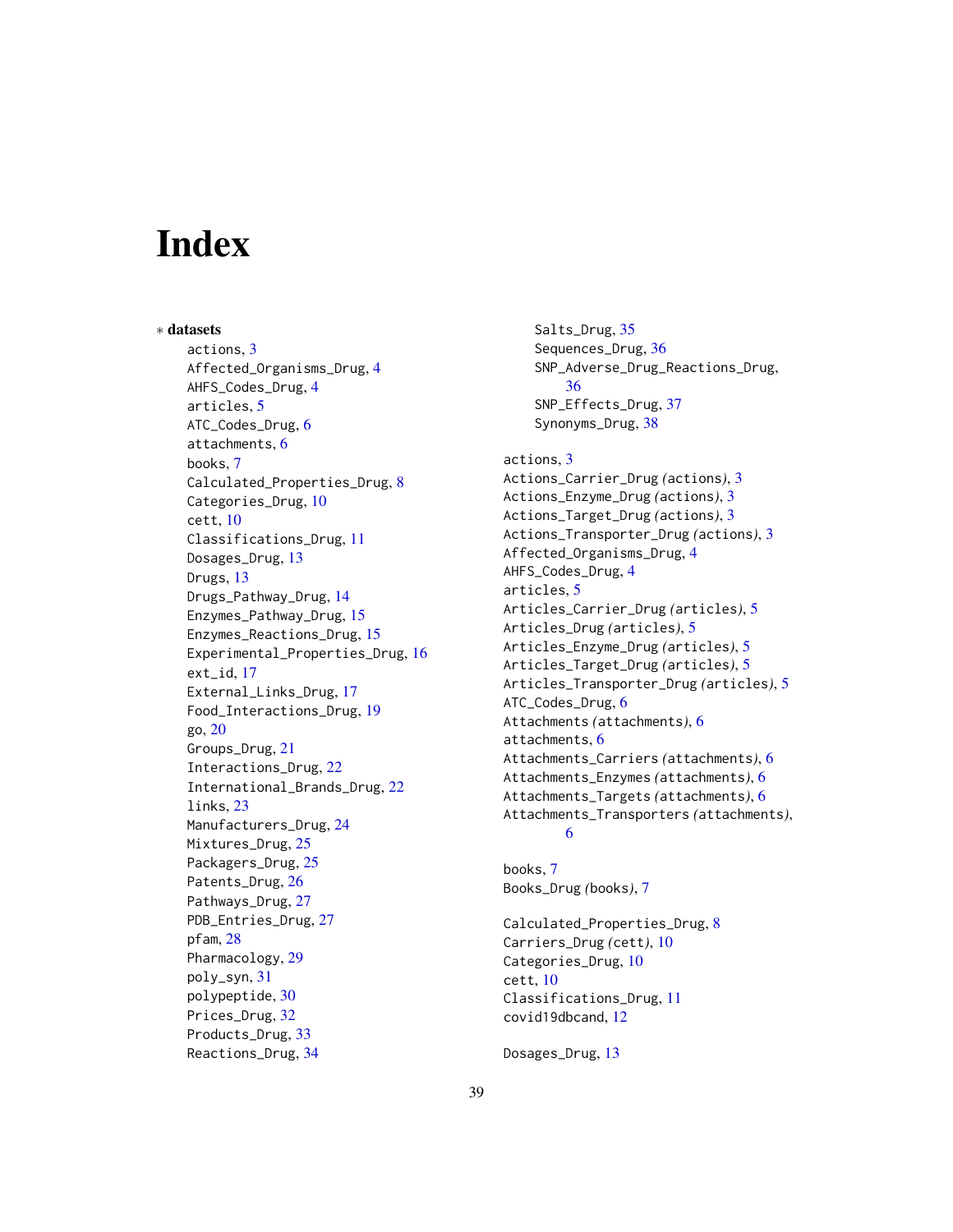# Index

∗ **datasets**

- actions, 3
- Affected_Organisms_Drug, 4
- AHFS_Codes_Drug, 4
- articles, 5
- ATC_Codes_Drug, 6
- attachments, 6
- books, 7
- Calculated_Properties_Drug, 8
- Categories_Drug, 10
- cett, 10
- Classifications_Drug, 11
- Dosages_Drug, 13
- Drugs, 13
- Drugs_Pathway_Drug, 14
- Enzymes_Pathway_Drug, 15
- Enzymes_Reactions_Drug, 15
- Experimental_Properties_Drug, 16
- ext_id, 17
- External_Links_Drug, 17
- Food_Interactions_Drug, 19
- go, 20
- Groups_Drug, 21
- Interactions_Drug, 22
- International_Brands_Drug, 22
- links, 23
- Manufacturers_Drug, 24
- Mixtures_Drug, 25
- Packagers_Drug, 25
- Patents_Drug, 26
- Pathways_Drug, 27
- PDB_Entries_Drug, 27
- pfam, 28
- Pharmacology, 29
- poly_syn, 31
- polypeptide, 30
- Prices_Drug, 32
- Products_Drug, 33
- Reactions_Drug, 34
- Salts_Drug, 35
- Sequences_Drug, 36
- SNP_Adverse_Drug_Reactions_Drug, 36
- SNP_Effects_Drug, 37
- Synonyms_Drug, 38

actions, 3
Actions_Carrier_Drug *(actions)*, 3
Actions_Enzyme_Drug *(actions)*, 3
Actions_Target_Drug *(actions)*, 3
Actions_Transporter_Drug *(actions)*, 3
Affected_Organisms_Drug, 4
AHFS_Codes_Drug, 4
articles, 5
Articles_Carrier_Drug *(articles)*, 5
Articles_Drug *(articles)*, 5
Articles_Enzyme_Drug *(articles)*, 5
Articles_Target_Drug *(articles)*, 5
Articles_Transporter_Drug *(articles)*, 5
ATC_Codes_Drug, 6
Attachments *(attachments)*, 6
attachments, 6
Attachments_Carriers *(attachments)*, 6
Attachments_Enzymes *(attachments)*, 6
Attachments_Targets *(attachments)*, 6
Attachments_Transporters *(attachments)*, 6

books, 7
Books_Drug *(books)*, 7

Calculated_Properties_Drug, 8
Carriers_Drug *(cett)*, 10
Categories_Drug, 10
cett, 10
Classifications_Drug, 11
covid19dbcand, 12

Dosages_Drug, 13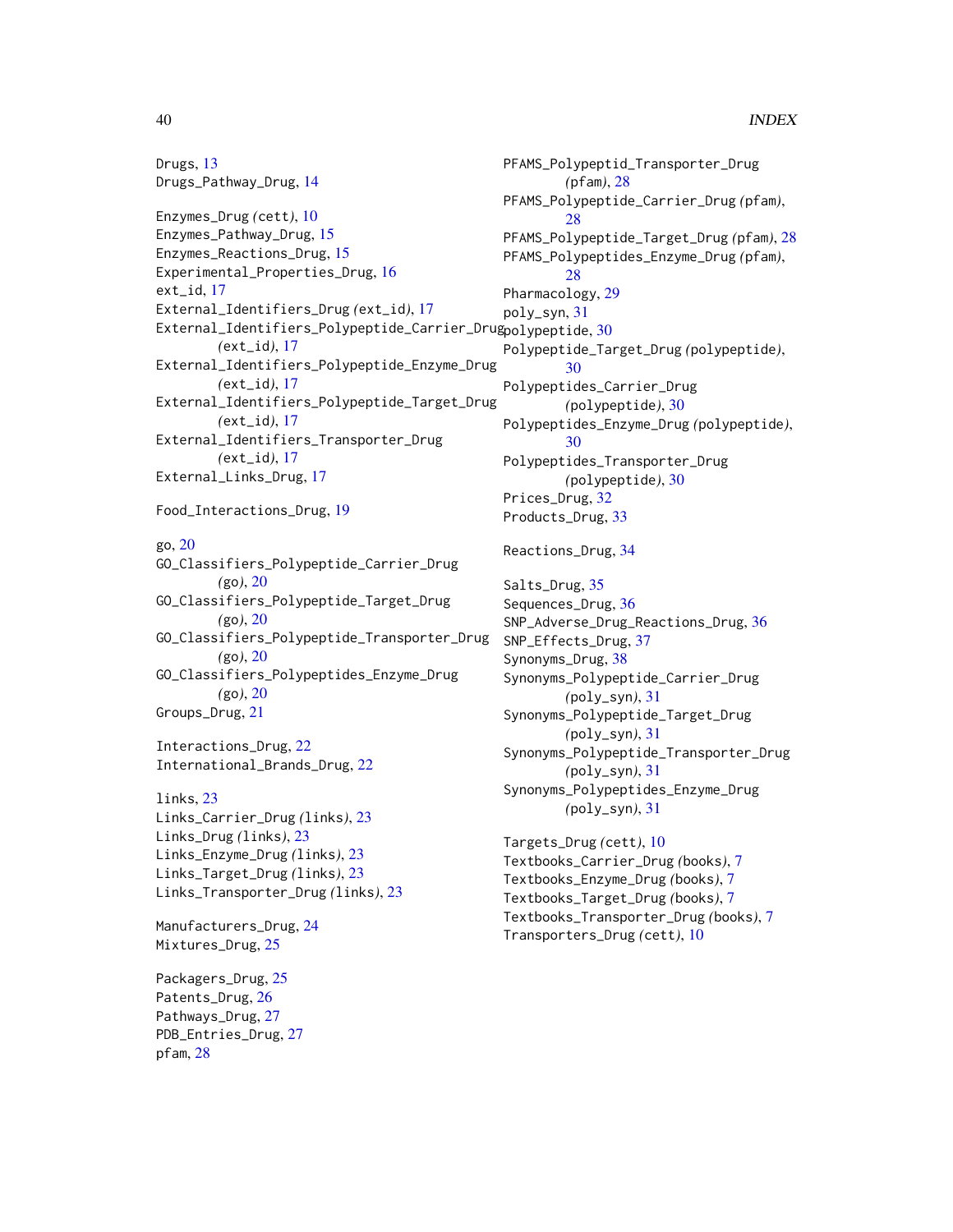Drugs, 13
Drugs_Pathway_Drug, 14

Enzymes_Drug *(cett)*, 10
Enzymes_Pathway_Drug, 15
Enzymes_Reactions_Drug, 15
Experimental_Properties_Drug, 16
ext_id, 17
External_Identifiers_Drug *(ext_id)*, 17
External_Identifiers_Polypeptide_Carrier_Drug *(ext_id)*, 17
External_Identifiers_Polypeptide_Enzyme_Drug *(ext_id)*, 17
External_Identifiers_Polypeptide_Target_Drug *(ext_id)*, 17
External_Identifiers_Transporter_Drug *(ext_id)*, 17
External_Links_Drug, 17

Food_Interactions_Drug, 19

go, 20
GO_Classifiers_Polypeptide_Carrier_Drug *(go)*, 20
GO_Classifiers_Polypeptide_Target_Drug *(go)*, 20
GO_Classifiers_Polypeptide_Transporter_Drug *(go)*, 20
GO_Classifiers_Polypeptides_Enzyme_Drug *(go)*, 20
Groups_Drug, 21

Interactions_Drug, 22
International_Brands_Drug, 22

links, 23
Links_Carrier_Drug *(links)*, 23
Links_Drug *(links)*, 23
Links_Enzyme_Drug *(links)*, 23
Links_Target_Drug *(links)*, 23
Links_Transporter_Drug *(links)*, 23

Manufacturers_Drug, 24
Mixtures_Drug, 25

Packagers_Drug, 25
Patents_Drug, 26
Pathways_Drug, 27
PDB_Entries_Drug, 27
pfam, 28
PFAMS_Polypeptid_Transporter_Drug *(pfam)*, 28
PFAMS_Polypeptide_Carrier_Drug *(pfam)*, 28
PFAMS_Polypeptide_Target_Drug *(pfam)*, 28
PFAMS_Polypeptides_Enzyme_Drug *(pfam)*, 28
Pharmacology, 29
poly_syn, 31
polypeptide, 30
Polypeptide_Target_Drug *(polypeptide)*, 30
Polypeptides_Carrier_Drug *(polypeptide)*, 30
Polypeptides_Enzyme_Drug *(polypeptide)*, 30
Polypeptides_Transporter_Drug *(polypeptide)*, 30
Prices_Drug, 32
Products_Drug, 33

Reactions_Drug, 34

Salts_Drug, 35
Sequences_Drug, 36
SNP_Adverse_Drug_Reactions_Drug, 36
SNP_Effects_Drug, 37
Synonyms_Drug, 38
Synonyms_Polypeptide_Carrier_Drug *(poly_syn)*, 31
Synonyms_Polypeptide_Target_Drug *(poly_syn)*, 31
Synonyms_Polypeptide_Transporter_Drug *(poly_syn)*, 31
Synonyms_Polypeptides_Enzyme_Drug *(poly_syn)*, 31

Targets_Drug *(cett)*, 10
Textbooks_Carrier_Drug *(books)*, 7
Textbooks_Enzyme_Drug *(books)*, 7
Textbooks_Target_Drug *(books)*, 7
Textbooks_Transporter_Drug *(books)*, 7
Transporters_Drug *(cett)*, 10